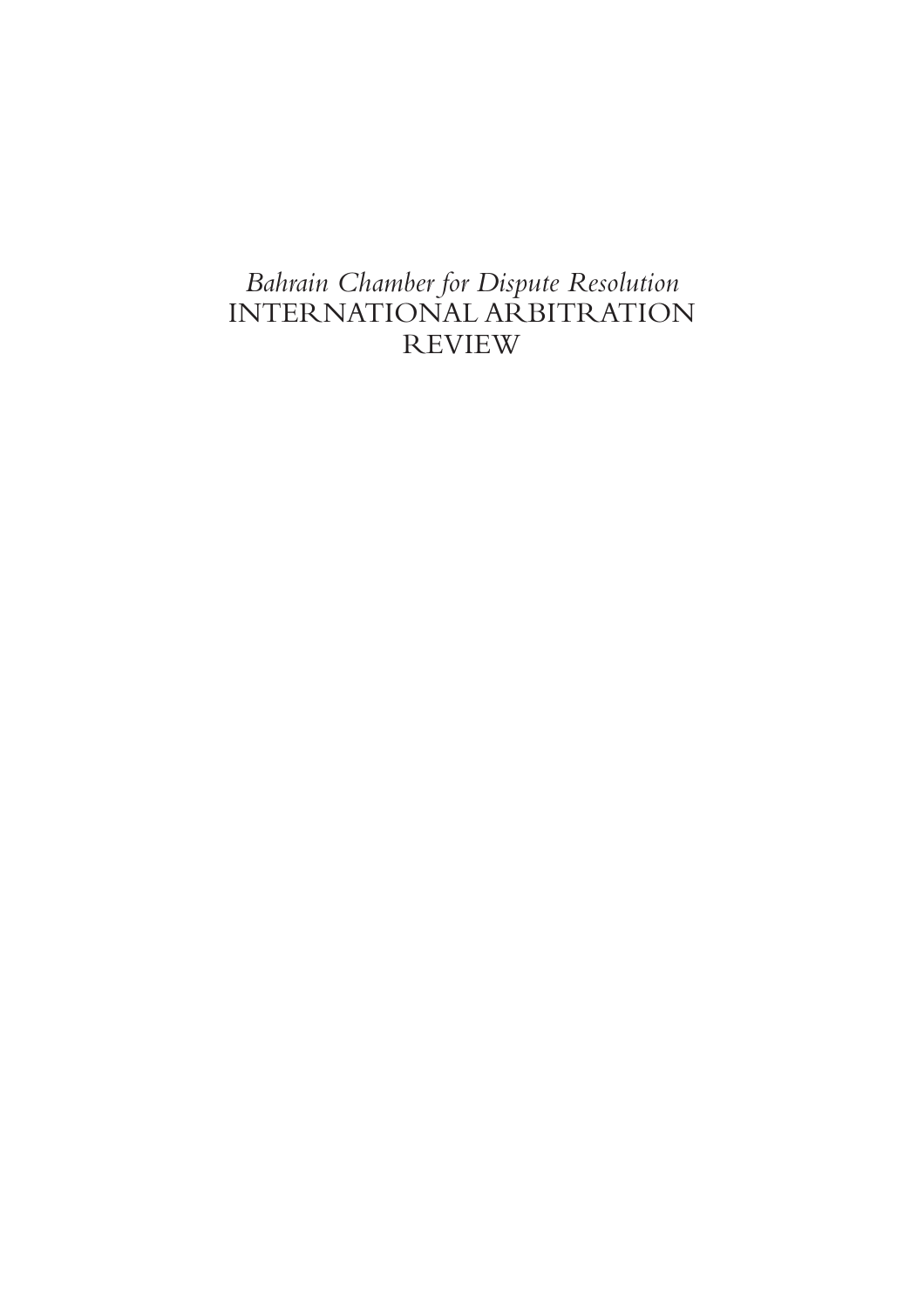*Bahrain Chamber for Dispute Resolution*
# INTERNATIONAL ARBITRATION REVIEW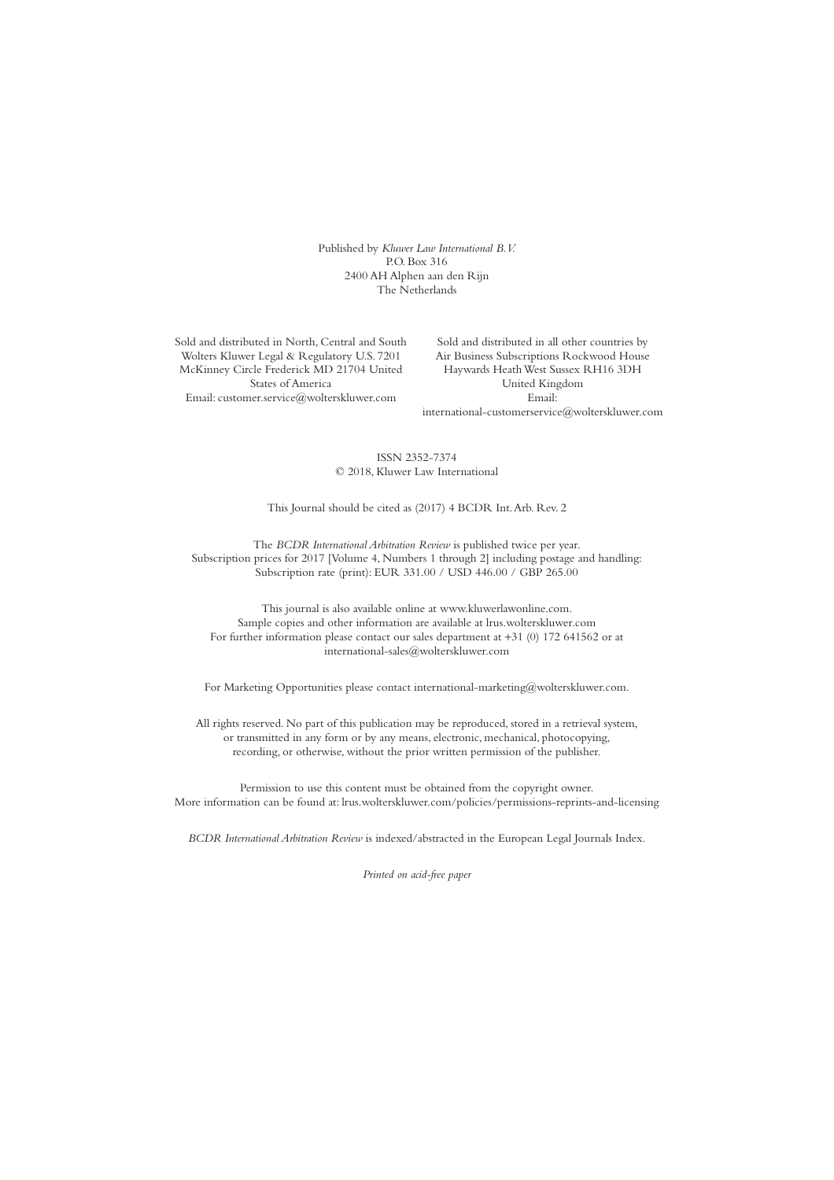Published by *Kluwer Law International B.V.*
P.O. Box 316
2400 AH Alphen aan den Rijn
The Netherlands

Sold and distributed in North, Central and South
Wolters Kluwer Legal & Regulatory U.S. 7201
McKinney Circle Frederick MD 21704 United
States of America
Email: customer.service@wolterskluwer.com

Sold and distributed in all other countries by
Air Business Subscriptions Rockwood House
Haywards Heath West Sussex RH16 3DH
United Kingdom
Email:
international-customerservice@wolterskluwer.com

ISSN 2352-7374
© 2018, Kluwer Law International

This Journal should be cited as (2017) 4 BCDR Int. Arb. Rev. 2

The *BCDR International Arbitration Review* is published twice per year.
Subscription prices for 2017 [Volume 4, Numbers 1 through 2] including postage and handling:
Subscription rate (print): EUR 331.00 / USD 446.00 / GBP 265.00

This journal is also available online at www.kluwerlawonline.com.
Sample copies and other information are available at lrus.wolterskluwer.com
For further information please contact our sales department at +31 (0) 172 641562 or at
international-sales@wolterskluwer.com

For Marketing Opportunities please contact international-marketing@wolterskluwer.com.

All rights reserved. No part of this publication may be reproduced, stored in a retrieval system,
or transmitted in any form or by any means, electronic, mechanical, photocopying,
recording, or otherwise, without the prior written permission of the publisher.

Permission to use this content must be obtained from the copyright owner.
More information can be found at: lrus.wolterskluwer.com/policies/permissions-reprints-and-licensing

*BCDR International Arbitration Review* is indexed/abstracted in the European Legal Journals Index.

*Printed on acid-free paper*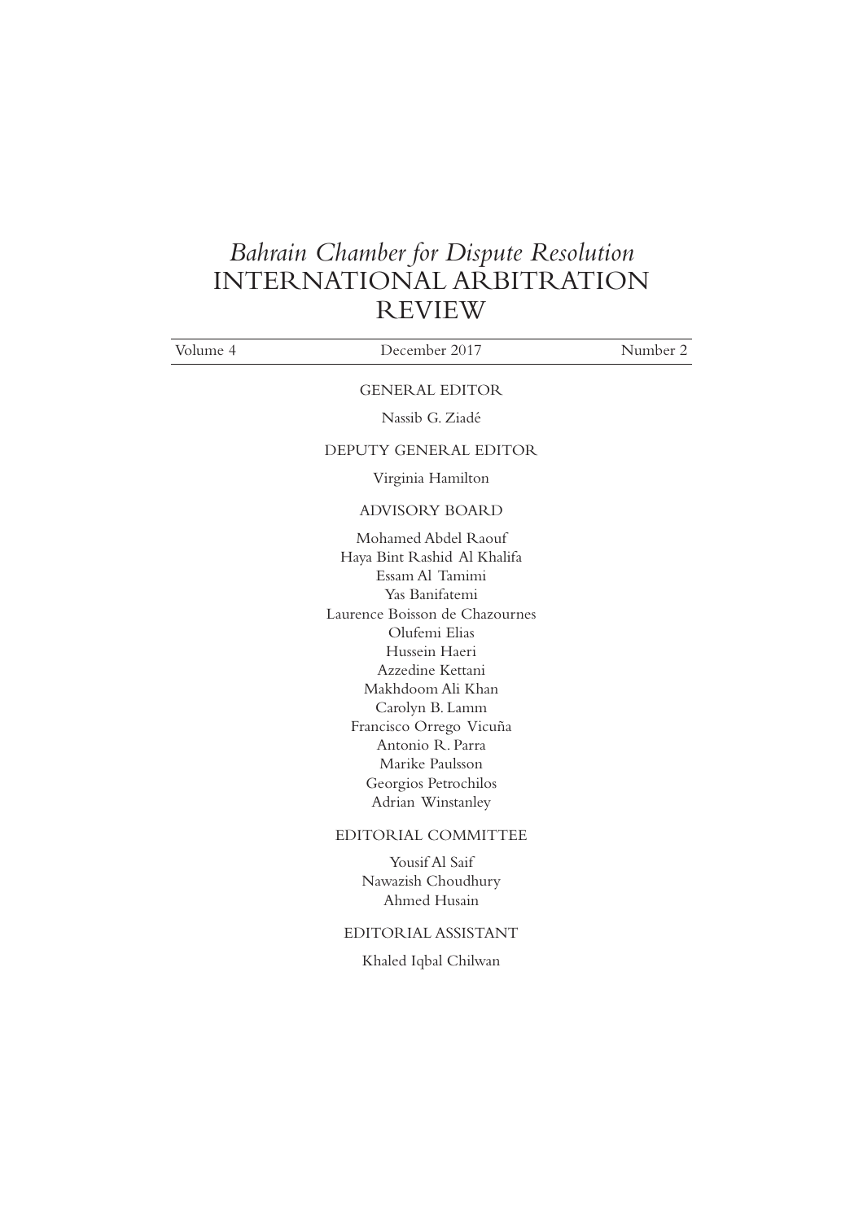# *Bahrain Chamber for Dispute Resolution* INTERNATIONAL ARBITRATION REVIEW

Volume 4 | December 2017 | Number 2

GENERAL EDITOR

Nassib G. Ziadé

DEPUTY GENERAL EDITOR

Virginia Hamilton

ADVISORY BOARD

Mohamed Abdel Raouf
Haya Bint Rashid Al Khalifa
Essam Al Tamimi
Yas Banifatemi
Laurence Boisson de Chazournes
Olufemi Elias
Hussein Haeri
Azzedine Kettani
Makhdoom Ali Khan
Carolyn B. Lamm
Francisco Orrego Vicuña
Antonio R. Parra
Marike Paulsson
Georgios Petrochilos
Adrian Winstanley

EDITORIAL COMMITTEE

Yousif Al Saif
Nawazish Choudhury
Ahmed Husain

EDITORIAL ASSISTANT

Khaled Iqbal Chilwan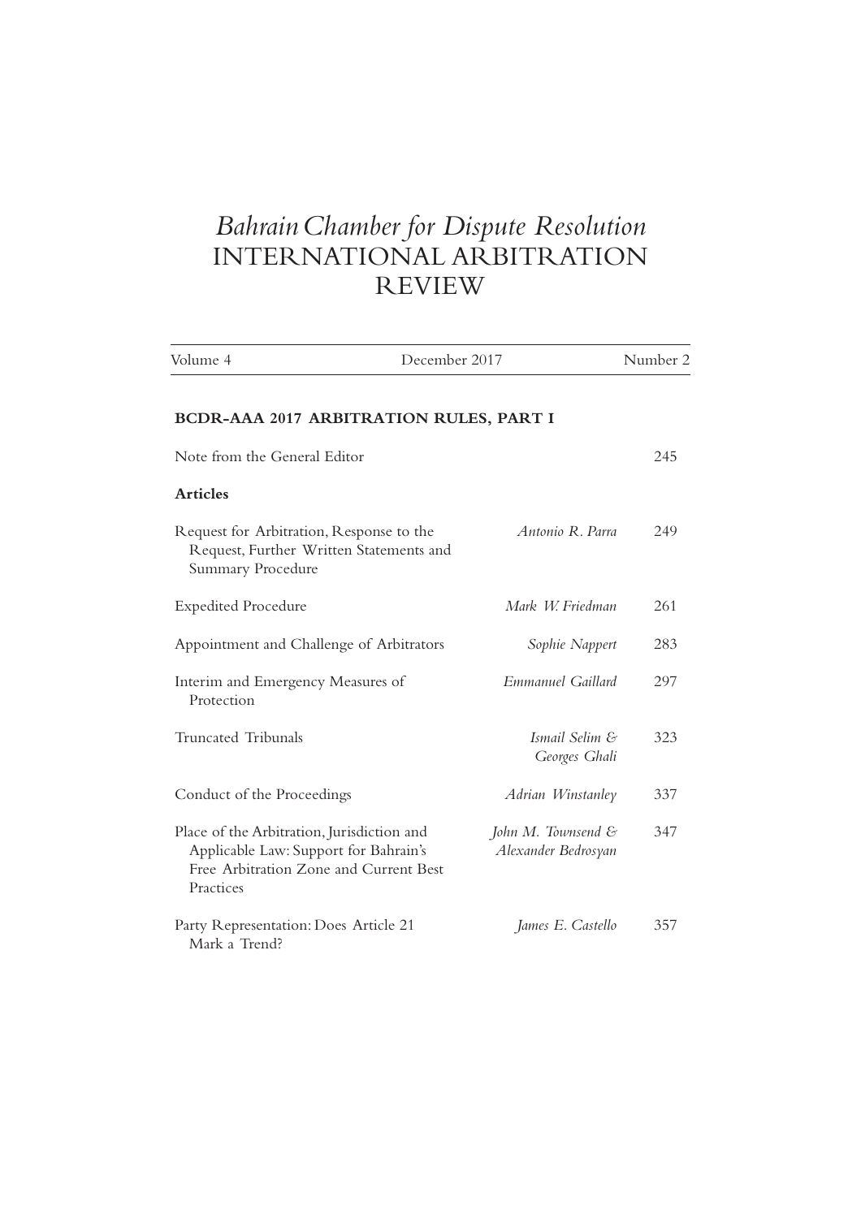# *Bahrain Chamber for Dispute Resolution* INTERNATIONAL ARBITRATION REVIEW

| Volume 4 | December 2017 | Number 2 |
|---|---|---|

## BCDR-AAA 2017 ARBITRATION RULES, PART I

| | | |
|---|---|---|
| Note from the General Editor | | 245 |
| **Articles** | | |
| Request for Arbitration, Response to the Request, Further Written Statements and Summary Procedure | *Antonio R. Parra* | 249 |
| Expedited Procedure | *Mark W. Friedman* | 261 |
| Appointment and Challenge of Arbitrators | *Sophie Nappert* | 283 |
| Interim and Emergency Measures of Protection | *Emmanuel Gaillard* | 297 |
| Truncated Tribunals | *Ismail Selim & Georges Ghali* | 323 |
| Conduct of the Proceedings | *Adrian Winstanley* | 337 |
| Place of the Arbitration, Jurisdiction and Applicable Law: Support for Bahrain's Free Arbitration Zone and Current Best Practices | *John M. Townsend & Alexander Bedrosyan* | 347 |
| Party Representation: Does Article 21 Mark a Trend? | *James E. Castello* | 357 |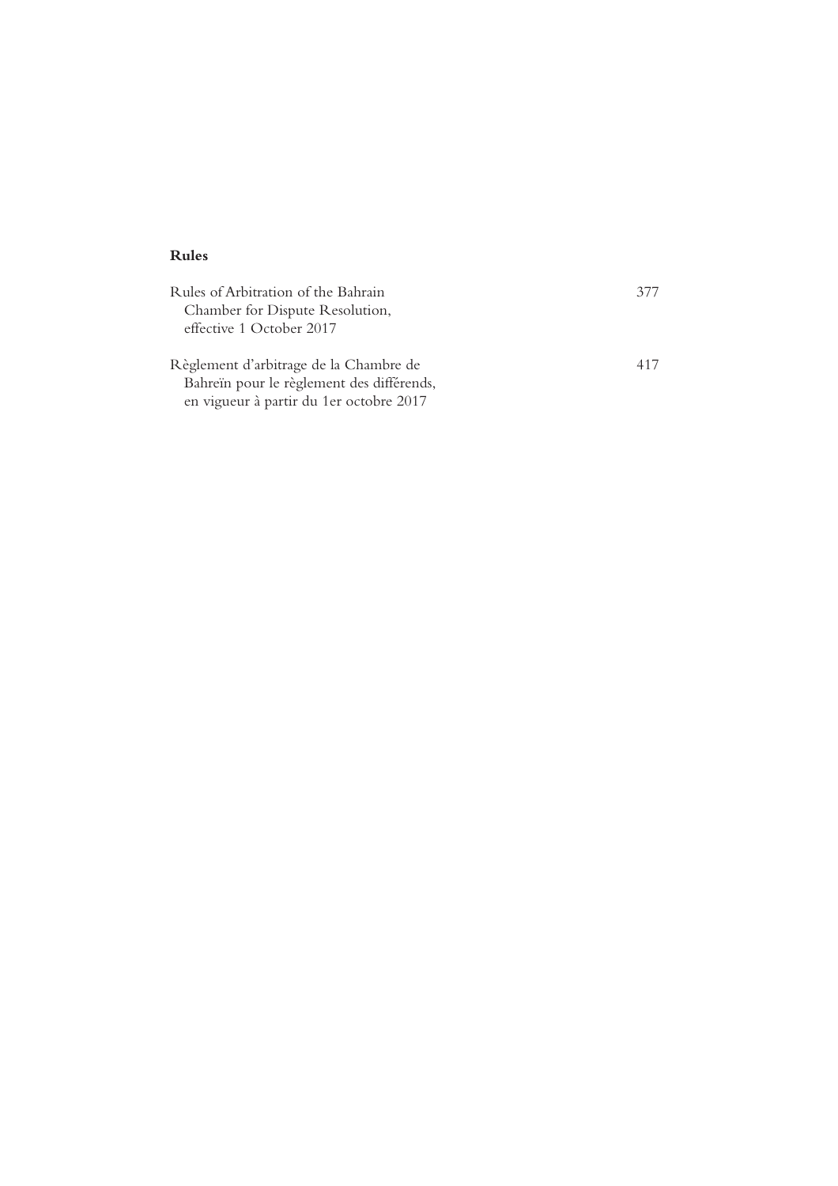**Rules**

| | |
|---|---|
| Rules of Arbitration of the Bahrain Chamber for Dispute Resolution, effective 1 October 2017 | 377 |
| Règlement d'arbitrage de la Chambre de Bahreïn pour le règlement des différends, en vigueur à partir du 1er octobre 2017 | 417 |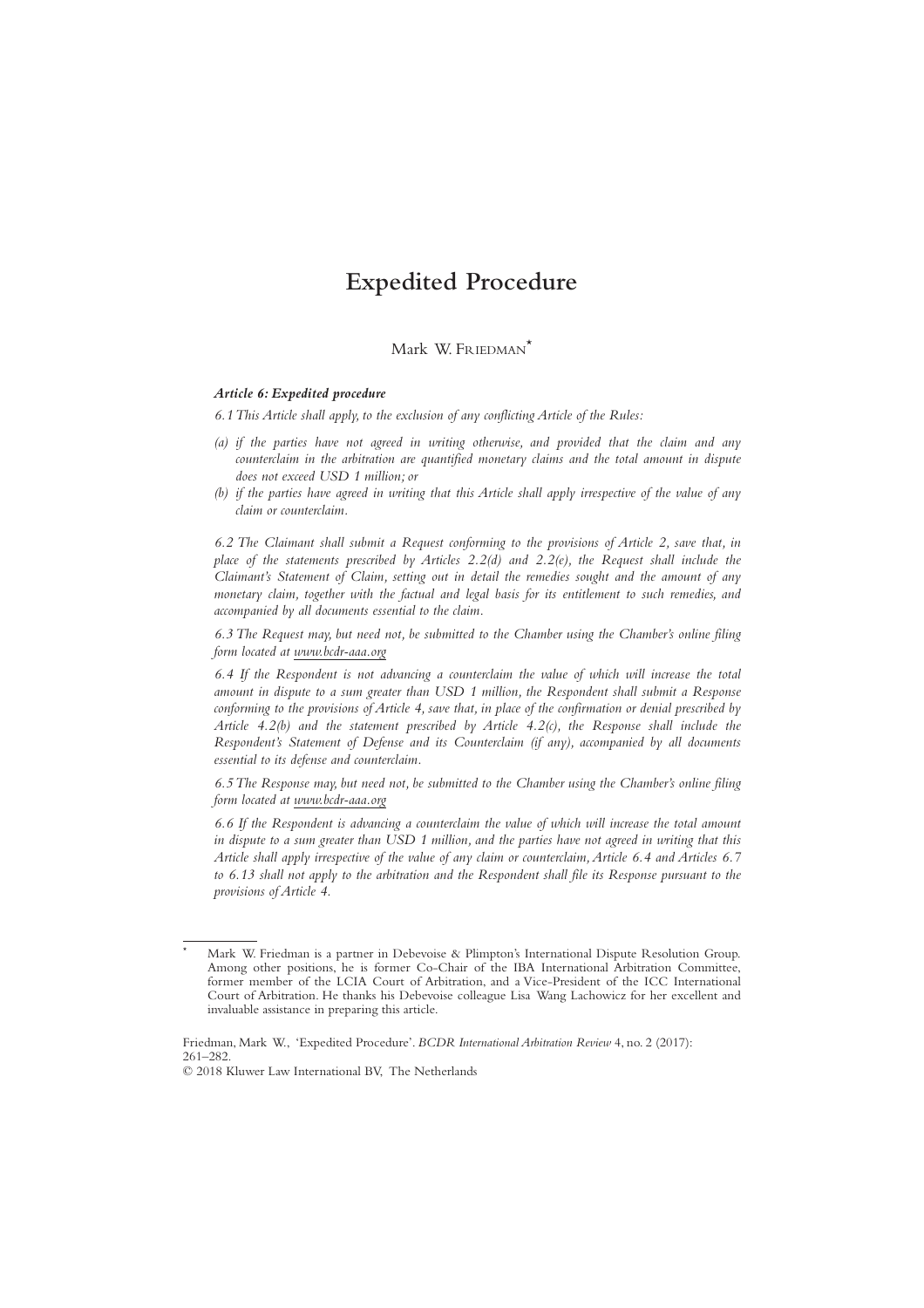# Expedited Procedure

Mark W. Friedman*

***Article 6: Expedited procedure***

*6.1 This Article shall apply, to the exclusion of any conflicting Article of the Rules:*

*(a) if the parties have not agreed in writing otherwise, and provided that the claim and any counterclaim in the arbitration are quantified monetary claims and the total amount in dispute does not exceed USD 1 million; or*

*(b) if the parties have agreed in writing that this Article shall apply irrespective of the value of any claim or counterclaim.*

*6.2 The Claimant shall submit a Request conforming to the provisions of Article 2, save that, in place of the statements prescribed by Articles 2.2(d) and 2.2(e), the Request shall include the Claimant's Statement of Claim, setting out in detail the remedies sought and the amount of any monetary claim, together with the factual and legal basis for its entitlement to such remedies, and accompanied by all documents essential to the claim.*

*6.3 The Request may, but need not, be submitted to the Chamber using the Chamber's online filing form located at www.bcdr-aaa.org*

*6.4 If the Respondent is not advancing a counterclaim the value of which will increase the total amount in dispute to a sum greater than USD 1 million, the Respondent shall submit a Response conforming to the provisions of Article 4, save that, in place of the confirmation or denial prescribed by Article 4.2(b) and the statement prescribed by Article 4.2(c), the Response shall include the Respondent's Statement of Defense and its Counterclaim (if any), accompanied by all documents essential to its defense and counterclaim.*

*6.5 The Response may, but need not, be submitted to the Chamber using the Chamber's online filing form located at www.bcdr-aaa.org*

*6.6 If the Respondent is advancing a counterclaim the value of which will increase the total amount in dispute to a sum greater than USD 1 million, and the parties have not agreed in writing that this Article shall apply irrespective of the value of any claim or counterclaim, Article 6.4 and Articles 6.7 to 6.13 shall not apply to the arbitration and the Respondent shall file its Response pursuant to the provisions of Article 4.*

---

* Mark W. Friedman is a partner in Debevoise & Plimpton's International Dispute Resolution Group. Among other positions, he is former Co-Chair of the IBA International Arbitration Committee, former member of the LCIA Court of Arbitration, and a Vice-President of the ICC International Court of Arbitration. He thanks his Debevoise colleague Lisa Wang Lachowicz for her excellent and invaluable assistance in preparing this article.

Friedman, Mark W., 'Expedited Procedure'. *BCDR International Arbitration Review* 4, no. 2 (2017): 261–282.

© 2018 Kluwer Law International BV, The Netherlands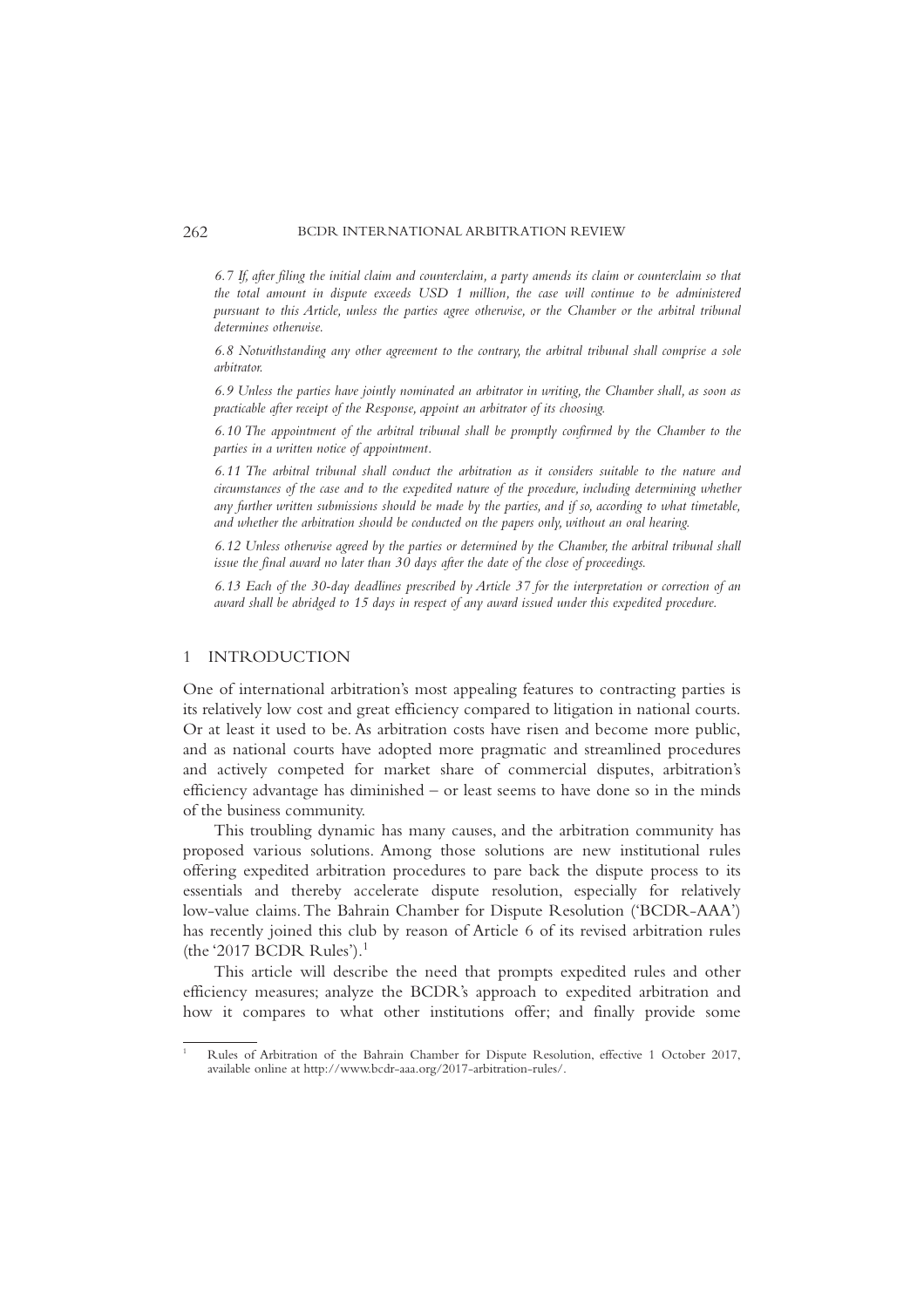*6.7 If, after filing the initial claim and counterclaim, a party amends its claim or counterclaim so that the total amount in dispute exceeds USD 1 million, the case will continue to be administered pursuant to this Article, unless the parties agree otherwise, or the Chamber or the arbitral tribunal determines otherwise.*

*6.8 Notwithstanding any other agreement to the contrary, the arbitral tribunal shall comprise a sole arbitrator.*

*6.9 Unless the parties have jointly nominated an arbitrator in writing, the Chamber shall, as soon as practicable after receipt of the Response, appoint an arbitrator of its choosing.*

*6.10 The appointment of the arbitral tribunal shall be promptly confirmed by the Chamber to the parties in a written notice of appointment.*

*6.11 The arbitral tribunal shall conduct the arbitration as it considers suitable to the nature and circumstances of the case and to the expedited nature of the procedure, including determining whether any further written submissions should be made by the parties, and if so, according to what timetable, and whether the arbitration should be conducted on the papers only, without an oral hearing.*

*6.12 Unless otherwise agreed by the parties or determined by the Chamber, the arbitral tribunal shall issue the final award no later than 30 days after the date of the close of proceedings.*

*6.13 Each of the 30-day deadlines prescribed by Article 37 for the interpretation or correction of an award shall be abridged to 15 days in respect of any award issued under this expedited procedure.*

## 1 INTRODUCTION

One of international arbitration's most appealing features to contracting parties is its relatively low cost and great efficiency compared to litigation in national courts. Or at least it used to be. As arbitration costs have risen and become more public, and as national courts have adopted more pragmatic and streamlined procedures and actively competed for market share of commercial disputes, arbitration's efficiency advantage has diminished – or least seems to have done so in the minds of the business community.

This troubling dynamic has many causes, and the arbitration community has proposed various solutions. Among those solutions are new institutional rules offering expedited arbitration procedures to pare back the dispute process to its essentials and thereby accelerate dispute resolution, especially for relatively low-value claims. The Bahrain Chamber for Dispute Resolution ('BCDR-AAA') has recently joined this club by reason of Article 6 of its revised arbitration rules (the '2017 BCDR Rules').[1]

This article will describe the need that prompts expedited rules and other efficiency measures; analyze the BCDR's approach to expedited arbitration and how it compares to what other institutions offer; and finally provide some

[1] Rules of Arbitration of the Bahrain Chamber for Dispute Resolution, effective 1 October 2017, available online at http://www.bcdr-aaa.org/2017-arbitration-rules/.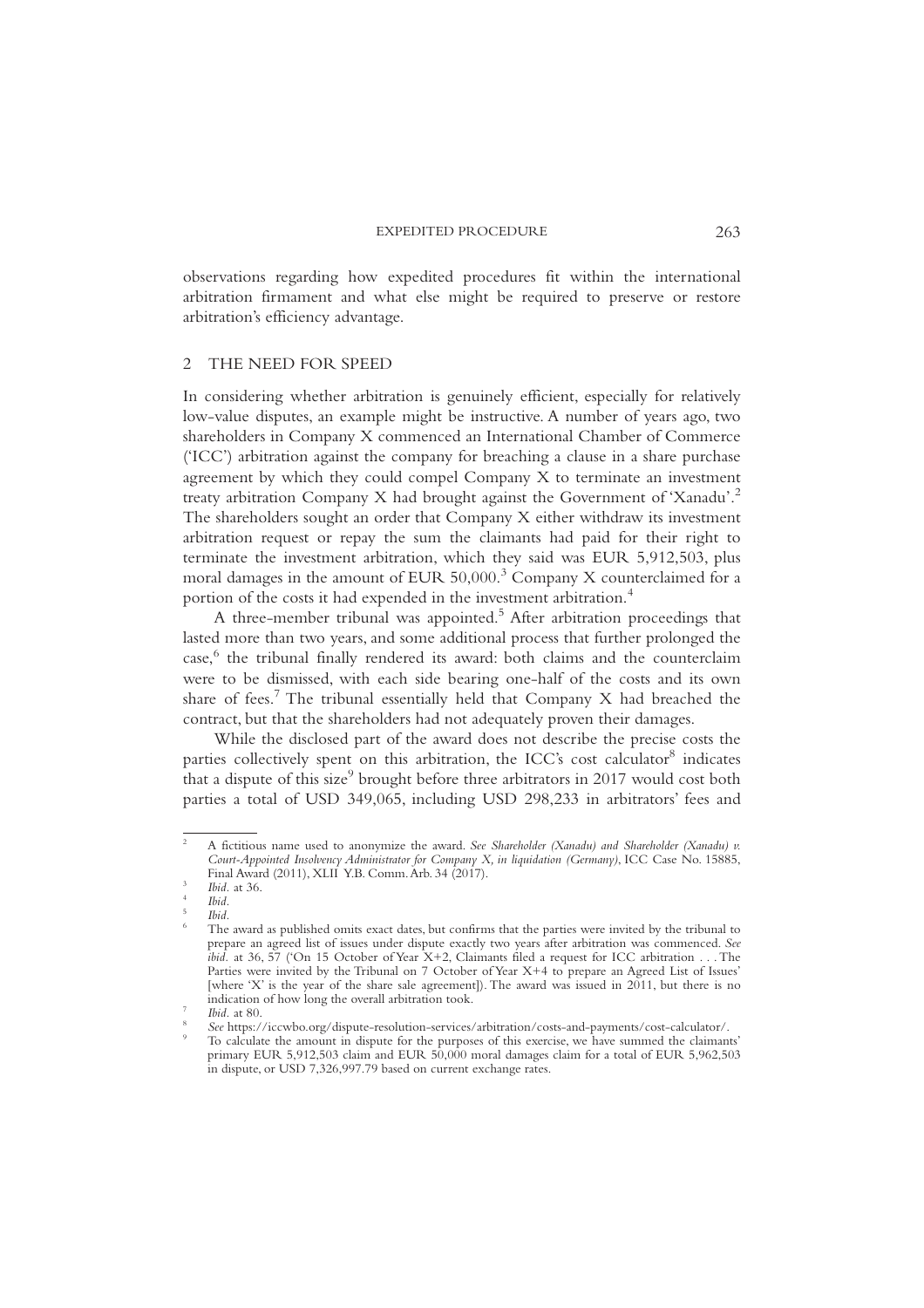observations regarding how expedited procedures fit within the international arbitration firmament and what else might be required to preserve or restore arbitration's efficiency advantage.

## 2 THE NEED FOR SPEED

In considering whether arbitration is genuinely efficient, especially for relatively low-value disputes, an example might be instructive. A number of years ago, two shareholders in Company X commenced an International Chamber of Commerce ('ICC') arbitration against the company for breaching a clause in a share purchase agreement by which they could compel Company X to terminate an investment treaty arbitration Company X had brought against the Government of 'Xanadu'.[2] The shareholders sought an order that Company X either withdraw its investment arbitration request or repay the sum the claimants had paid for their right to terminate the investment arbitration, which they said was EUR 5,912,503, plus moral damages in the amount of EUR 50,000.[3] Company X counterclaimed for a portion of the costs it had expended in the investment arbitration.[4]

A three-member tribunal was appointed.[5] After arbitration proceedings that lasted more than two years, and some additional process that further prolonged the case,[6] the tribunal finally rendered its award: both claims and the counterclaim were to be dismissed, with each side bearing one-half of the costs and its own share of fees.[7] The tribunal essentially held that Company X had breached the contract, but that the shareholders had not adequately proven their damages.

While the disclosed part of the award does not describe the precise costs the parties collectively spent on this arbitration, the ICC's cost calculator[8] indicates that a dispute of this size[9] brought before three arbitrators in 2017 would cost both parties a total of USD 349,065, including USD 298,233 in arbitrators' fees and

---

[2] A fictitious name used to anonymize the award. *See Shareholder (Xanadu) and Shareholder (Xanadu) v. Court-Appointed Insolvency Administrator for Company X, in liquidation (Germany)*, ICC Case No. 15885, Final Award (2011), XLII Y.B. Comm. Arb. 34 (2017).

[3] *Ibid.* at 36.

[4] *Ibid.*

[5] *Ibid.*

[6] The award as published omits exact dates, but confirms that the parties were invited by the tribunal to prepare an agreed list of issues under dispute exactly two years after arbitration was commenced. *See ibid.* at 36, 57 ('On 15 October of Year X+2, Claimants filed a request for ICC arbitration . . . The Parties were invited by the Tribunal on 7 October of Year X+4 to prepare an Agreed List of Issues' [where 'X' is the year of the share sale agreement]). The award was issued in 2011, but there is no indication of how long the overall arbitration took.

[7] *Ibid.* at 80.

[8] *See* https://iccwbo.org/dispute-resolution-services/arbitration/costs-and-payments/cost-calculator/.

[9] To calculate the amount in dispute for the purposes of this exercise, we have summed the claimants' primary EUR 5,912,503 claim and EUR 50,000 moral damages claim for a total of EUR 5,962,503 in dispute, or USD 7,326,997.79 based on current exchange rates.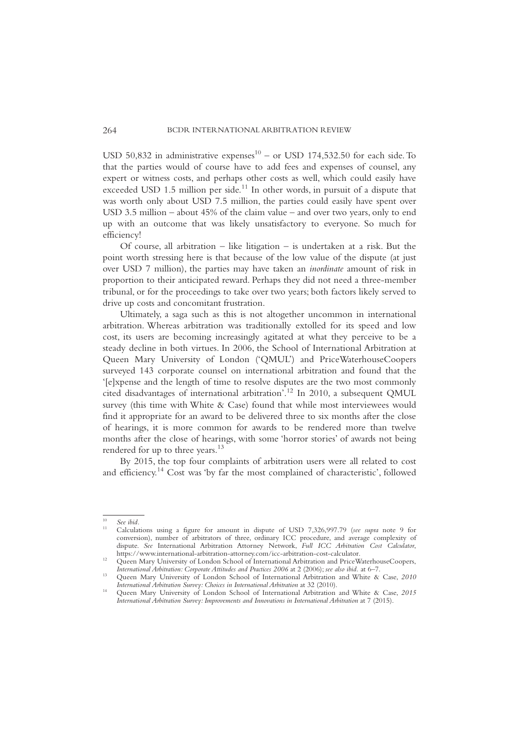USD 50,832 in administrative expenses[10] – or USD 174,532.50 for each side. To that the parties would of course have to add fees and expenses of counsel, any expert or witness costs, and perhaps other costs as well, which could easily have exceeded USD 1.5 million per side.[11] In other words, in pursuit of a dispute that was worth only about USD 7.5 million, the parties could easily have spent over USD 3.5 million – about 45% of the claim value – and over two years, only to end up with an outcome that was likely unsatisfactory to everyone. So much for efficiency!

Of course, all arbitration – like litigation – is undertaken at a risk. But the point worth stressing here is that because of the low value of the dispute (at just over USD 7 million), the parties may have taken an *inordinate* amount of risk in proportion to their anticipated reward. Perhaps they did not need a three-member tribunal, or for the proceedings to take over two years; both factors likely served to drive up costs and concomitant frustration.

Ultimately, a saga such as this is not altogether uncommon in international arbitration. Whereas arbitration was traditionally extolled for its speed and low cost, its users are becoming increasingly agitated at what they perceive to be a steady decline in both virtues. In 2006, the School of International Arbitration at Queen Mary University of London ('QMUL') and PriceWaterhouseCoopers surveyed 143 corporate counsel on international arbitration and found that the '[e]xpense and the length of time to resolve disputes are the two most commonly cited disadvantages of international arbitration'.[12] In 2010, a subsequent QMUL survey (this time with White & Case) found that while most interviewees would find it appropriate for an award to be delivered three to six months after the close of hearings, it is more common for awards to be rendered more than twelve months after the close of hearings, with some 'horror stories' of awards not being rendered for up to three years.[13]

By 2015, the top four complaints of arbitration users were all related to cost and efficiency.[14] Cost was 'by far the most complained of characteristic', followed

---

[10] *See ibid*.

[11] Calculations using a figure for amount in dispute of USD 7,326,997.79 (*see supra* note 9 for conversion), number of arbitrators of three, ordinary ICC procedure, and average complexity of dispute. *See* International Arbitration Attorney Network, *Full ICC Arbitration Cost Calculator*, https://www.international-arbitration-attorney.com/icc-arbitration-cost-calculator.

[12] Queen Mary University of London School of International Arbitration and PriceWaterhouseCoopers, *International Arbitration: Corporate Attitudes and Practices 2006* at 2 (2006); *see also ibid.* at 6–7.

[13] Queen Mary University of London School of International Arbitration and White & Case, *2010 International Arbitration Survey: Choices in International Arbitration* at 32 (2010).

[14] Queen Mary University of London School of International Arbitration and White & Case, *2015 International Arbitration Survey: Improvements and Innovations in International Arbitration* at 7 (2015).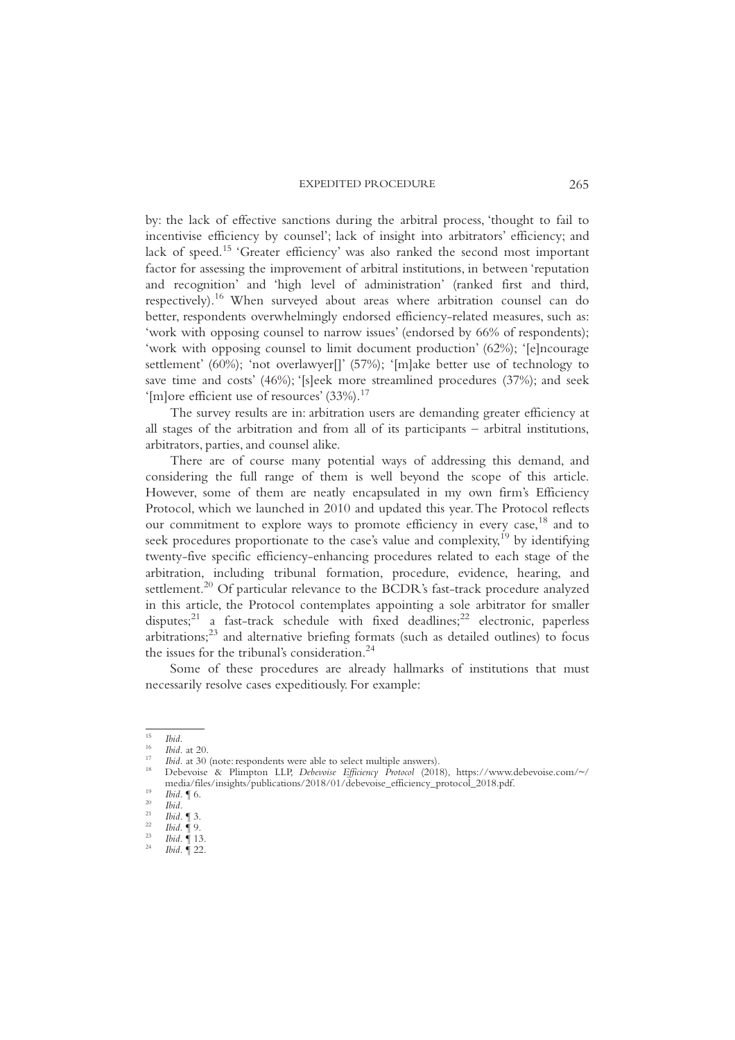by: the lack of effective sanctions during the arbitral process, 'thought to fail to incentivise efficiency by counsel'; lack of insight into arbitrators' efficiency; and lack of speed.[15] 'Greater efficiency' was also ranked the second most important factor for assessing the improvement of arbitral institutions, in between 'reputation and recognition' and 'high level of administration' (ranked first and third, respectively).[16] When surveyed about areas where arbitration counsel can do better, respondents overwhelmingly endorsed efficiency-related measures, such as: 'work with opposing counsel to narrow issues' (endorsed by 66% of respondents); 'work with opposing counsel to limit document production' (62%); '[e]ncourage settlement' (60%); 'not overlawyer[]' (57%); '[m]ake better use of technology to save time and costs' (46%); '[s]eek more streamlined procedures (37%); and seek '[m]ore efficient use of resources' (33%).[17]

The survey results are in: arbitration users are demanding greater efficiency at all stages of the arbitration and from all of its participants – arbitral institutions, arbitrators, parties, and counsel alike.

There are of course many potential ways of addressing this demand, and considering the full range of them is well beyond the scope of this article. However, some of them are neatly encapsulated in my own firm's Efficiency Protocol, which we launched in 2010 and updated this year. The Protocol reflects our commitment to explore ways to promote efficiency in every case,[18] and to seek procedures proportionate to the case's value and complexity,[19] by identifying twenty-five specific efficiency-enhancing procedures related to each stage of the arbitration, including tribunal formation, procedure, evidence, hearing, and settlement.[20] Of particular relevance to the BCDR's fast-track procedure analyzed in this article, the Protocol contemplates appointing a sole arbitrator for smaller disputes;[21] a fast-track schedule with fixed deadlines;[22] electronic, paperless arbitrations;[23] and alternative briefing formats (such as detailed outlines) to focus the issues for the tribunal's consideration.[24]

Some of these procedures are already hallmarks of institutions that must necessarily resolve cases expeditiously. For example:

---

[15] *Ibid.*

[16] *Ibid.* at 20.

[17] *Ibid.* at 30 (note: respondents were able to select multiple answers).

[18] Debevoise & Plimpton LLP, *Debevoise Efficiency Protocol* (2018), https://www.debevoise.com/~/media/files/insights/publications/2018/01/debevoise_efficiency_protocol_2018.pdf.

[19] *Ibid.* ¶ 6.

[20] *Ibid.*

[21] *Ibid.* ¶ 3.

[22] *Ibid.* ¶ 9.

[23] *Ibid.* ¶ 13.

[24] *Ibid.* ¶ 22.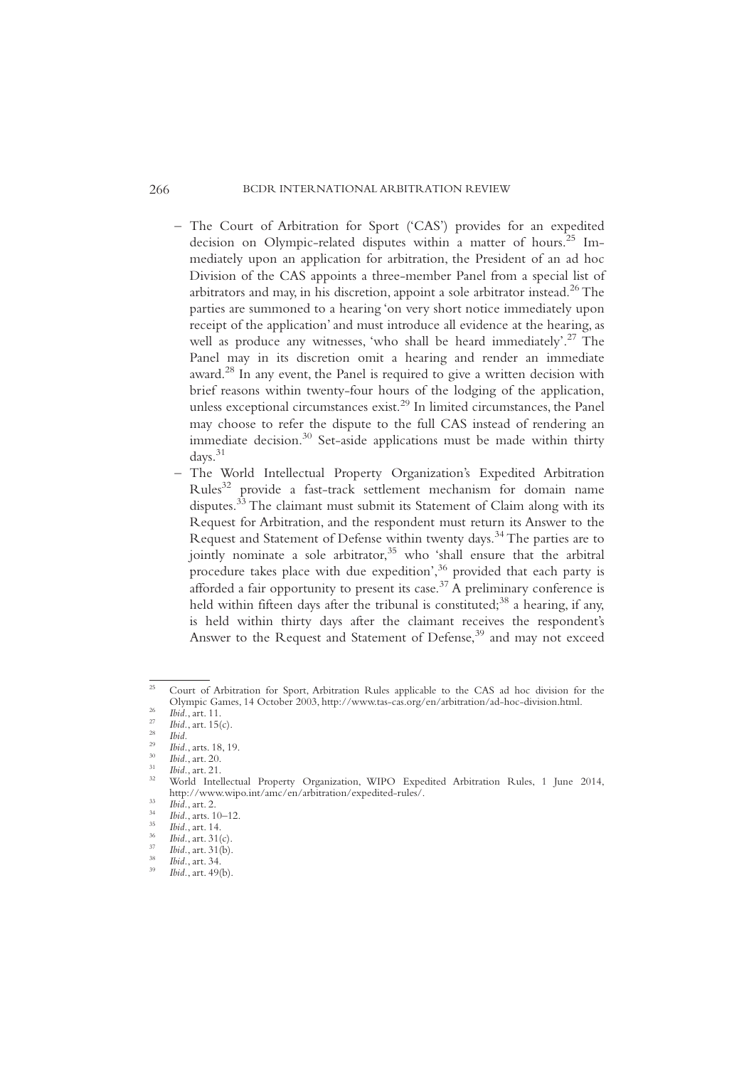- The Court of Arbitration for Sport ('CAS') provides for an expedited decision on Olympic-related disputes within a matter of hours.[25] Immediately upon an application for arbitration, the President of an ad hoc Division of the CAS appoints a three-member Panel from a special list of arbitrators and may, in his discretion, appoint a sole arbitrator instead.[26] The parties are summoned to a hearing 'on very short notice immediately upon receipt of the application' and must introduce all evidence at the hearing, as well as produce any witnesses, 'who shall be heard immediately'.[27] The Panel may in its discretion omit a hearing and render an immediate award.[28] In any event, the Panel is required to give a written decision with brief reasons within twenty-four hours of the lodging of the application, unless exceptional circumstances exist.[29] In limited circumstances, the Panel may choose to refer the dispute to the full CAS instead of rendering an immediate decision.[30] Set-aside applications must be made within thirty days.[31]
- The World Intellectual Property Organization's Expedited Arbitration Rules[32] provide a fast-track settlement mechanism for domain name disputes.[33] The claimant must submit its Statement of Claim along with its Request for Arbitration, and the respondent must return its Answer to the Request and Statement of Defense within twenty days.[34] The parties are to jointly nominate a sole arbitrator,[35] who 'shall ensure that the arbitral procedure takes place with due expedition',[36] provided that each party is afforded a fair opportunity to present its case.[37] A preliminary conference is held within fifteen days after the tribunal is constituted;[38] a hearing, if any, is held within thirty days after the claimant receives the respondent's Answer to the Request and Statement of Defense,[39] and may not exceed

---

[25] Court of Arbitration for Sport, Arbitration Rules applicable to the CAS ad hoc division for the Olympic Games, 14 October 2003, http://www.tas-cas.org/en/arbitration/ad-hoc-division.html.

[26] *Ibid.*, art. 11.

[27] *Ibid.*, art. 15(c).

[28] *Ibid.*

[29] *Ibid.*, arts. 18, 19.

[30] *Ibid.*, art. 20.

[31] *Ibid.*, art. 21.

[32] World Intellectual Property Organization, WIPO Expedited Arbitration Rules, 1 June 2014, http://www.wipo.int/amc/en/arbitration/expedited-rules/.

[33] *Ibid.*, art. 2.

[34] *Ibid.*, arts. 10–12.

[35] *Ibid.*, art. 14.

[36] *Ibid.*, art. 31(c).

[37] *Ibid.*, art. 31(b).

[38] *Ibid.*, art. 34.

[39] *Ibid.*, art. 49(b).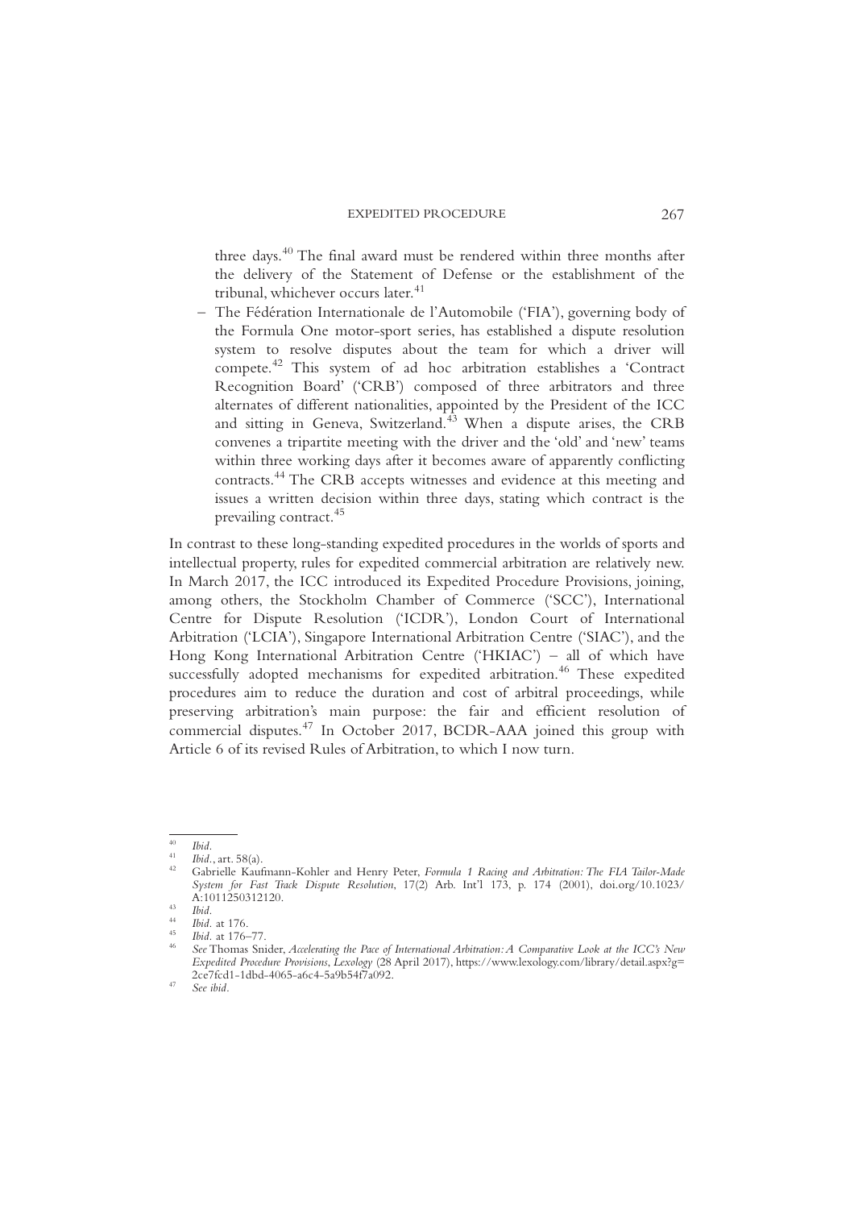three days.[40] The final award must be rendered within three months after the delivery of the Statement of Defense or the establishment of the tribunal, whichever occurs later.[41]

- The Fédération Internationale de l'Automobile ('FIA'), governing body of the Formula One motor-sport series, has established a dispute resolution system to resolve disputes about the team for which a driver will compete.[42] This system of ad hoc arbitration establishes a 'Contract Recognition Board' ('CRB') composed of three arbitrators and three alternates of different nationalities, appointed by the President of the ICC and sitting in Geneva, Switzerland.[43] When a dispute arises, the CRB convenes a tripartite meeting with the driver and the 'old' and 'new' teams within three working days after it becomes aware of apparently conflicting contracts.[44] The CRB accepts witnesses and evidence at this meeting and issues a written decision within three days, stating which contract is the prevailing contract.[45]

In contrast to these long-standing expedited procedures in the worlds of sports and intellectual property, rules for expedited commercial arbitration are relatively new. In March 2017, the ICC introduced its Expedited Procedure Provisions, joining, among others, the Stockholm Chamber of Commerce ('SCC'), International Centre for Dispute Resolution ('ICDR'), London Court of International Arbitration ('LCIA'), Singapore International Arbitration Centre ('SIAC'), and the Hong Kong International Arbitration Centre ('HKIAC') – all of which have successfully adopted mechanisms for expedited arbitration.[46] These expedited procedures aim to reduce the duration and cost of arbitral proceedings, while preserving arbitration's main purpose: the fair and efficient resolution of commercial disputes.[47] In October 2017, BCDR-AAA joined this group with Article 6 of its revised Rules of Arbitration, to which I now turn.

---

[40] *Ibid*.

[41] *Ibid*., art. 58(a).

[42] Gabrielle Kaufmann-Kohler and Henry Peter, *Formula 1 Racing and Arbitration: The FIA Tailor-Made System for Fast Track Dispute Resolution*, 17(2) Arb. Int'l 173, p. 174 (2001), doi.org/10.1023/A:1011250312120.

[43] *Ibid*.

[44] *Ibid*. at 176.

[45] *Ibid*. at 176–77.

[46] *See* Thomas Snider, *Accelerating the Pace of International Arbitration: A Comparative Look at the ICC's New Expedited Procedure Provisions, Lexology* (28 April 2017), https://www.lexology.com/library/detail.aspx?g=2ce7fcd1-1dbd-4065-a6c4-5a9b54f7a092.

[47] *See ibid*.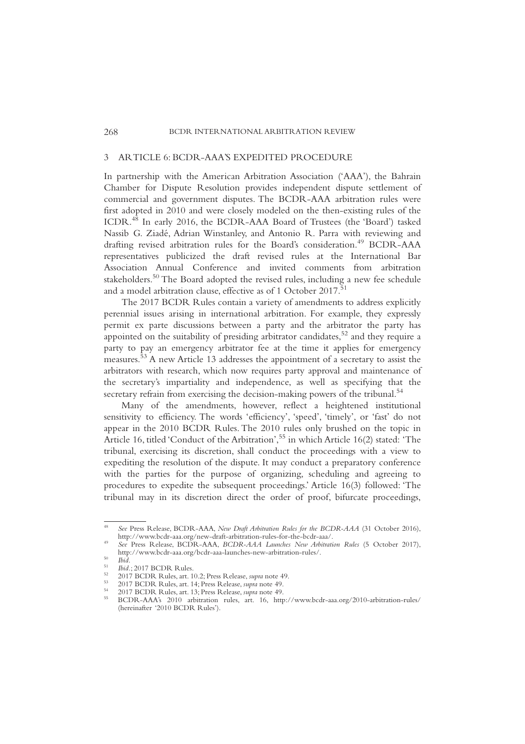## 3 ARTICLE 6: BCDR-AAA'S EXPEDITED PROCEDURE

In partnership with the American Arbitration Association ('AAA'), the Bahrain Chamber for Dispute Resolution provides independent dispute settlement of commercial and government disputes. The BCDR-AAA arbitration rules were first adopted in 2010 and were closely modeled on the then-existing rules of the ICDR.[48] In early 2016, the BCDR-AAA Board of Trustees (the 'Board') tasked Nassib G. Ziadé, Adrian Winstanley, and Antonio R. Parra with reviewing and drafting revised arbitration rules for the Board's consideration.[49] BCDR-AAA representatives publicized the draft revised rules at the International Bar Association Annual Conference and invited comments from arbitration stakeholders.[50] The Board adopted the revised rules, including a new fee schedule and a model arbitration clause, effective as of 1 October 2017.[51]

The 2017 BCDR Rules contain a variety of amendments to address explicitly perennial issues arising in international arbitration. For example, they expressly permit ex parte discussions between a party and the arbitrator the party has appointed on the suitability of presiding arbitrator candidates,[52] and they require a party to pay an emergency arbitrator fee at the time it applies for emergency measures.[53] A new Article 13 addresses the appointment of a secretary to assist the arbitrators with research, which now requires party approval and maintenance of the secretary's impartiality and independence, as well as specifying that the secretary refrain from exercising the decision-making powers of the tribunal.[54]

Many of the amendments, however, reflect a heightened institutional sensitivity to efficiency. The words 'efficiency', 'speed', 'timely', or 'fast' do not appear in the 2010 BCDR Rules. The 2010 rules only brushed on the topic in Article 16, titled 'Conduct of the Arbitration',[55] in which Article 16(2) stated: 'The tribunal, exercising its discretion, shall conduct the proceedings with a view to expediting the resolution of the dispute. It may conduct a preparatory conference with the parties for the purpose of organizing, scheduling and agreeing to procedures to expedite the subsequent proceedings.' Article 16(3) followed: 'The tribunal may in its discretion direct the order of proof, bifurcate proceedings,

---

[48] *See* Press Release, BCDR-AAA, *New Draft Arbitration Rules for the BCDR-AAA* (31 October 2016), http://www.bcdr-aaa.org/new-draft-arbitration-rules-for-the-bcdr-aaa/.

[49] *See* Press Release, BCDR-AAA, *BCDR-AAA Launches New Arbitration Rules* (5 October 2017), http://www.bcdr-aaa.org/bcdr-aaa-launches-new-arbitration-rules/.

[50] *Ibid*.

[51] *Ibid*.; 2017 BCDR Rules.

[52] 2017 BCDR Rules, art. 10.2; Press Release, *supra* note 49.

[53] 2017 BCDR Rules, art. 14; Press Release, *supra* note 49.

[54] 2017 BCDR Rules, art. 13; Press Release, *supra* note 49.

[55] BCDR-AAA's 2010 arbitration rules, art. 16, http://www.bcdr-aaa.org/2010-arbitration-rules/ (hereinafter '2010 BCDR Rules').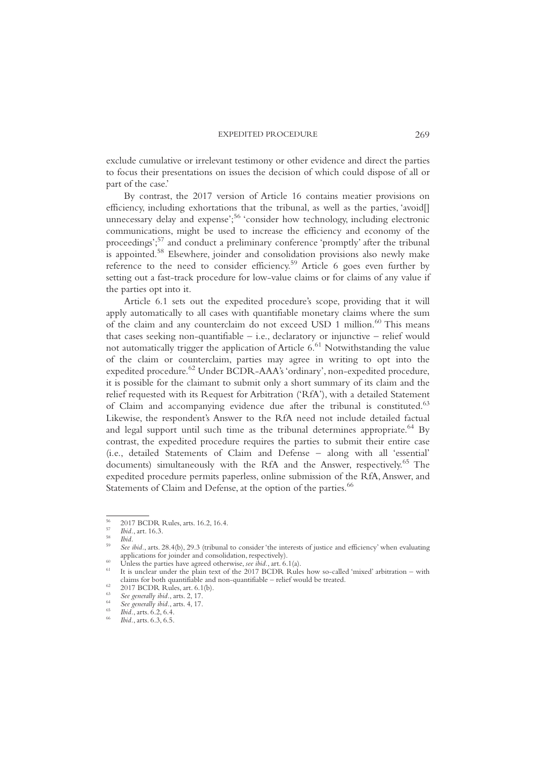exclude cumulative or irrelevant testimony or other evidence and direct the parties to focus their presentations on issues the decision of which could dispose of all or part of the case.'

By contrast, the 2017 version of Article 16 contains meatier provisions on efficiency, including exhortations that the tribunal, as well as the parties, 'avoid[] unnecessary delay and expense';[56] 'consider how technology, including electronic communications, might be used to increase the efficiency and economy of the proceedings';[57] and conduct a preliminary conference 'promptly' after the tribunal is appointed.[58] Elsewhere, joinder and consolidation provisions also newly make reference to the need to consider efficiency.[59] Article 6 goes even further by setting out a fast-track procedure for low-value claims or for claims of any value if the parties opt into it.

Article 6.1 sets out the expedited procedure's scope, providing that it will apply automatically to all cases with quantifiable monetary claims where the sum of the claim and any counterclaim do not exceed USD 1 million.[60] This means that cases seeking non-quantifiable – i.e., declaratory or injunctive – relief would not automatically trigger the application of Article 6.[61] Notwithstanding the value of the claim or counterclaim, parties may agree in writing to opt into the expedited procedure.[62] Under BCDR-AAA's 'ordinary', non-expedited procedure, it is possible for the claimant to submit only a short summary of its claim and the relief requested with its Request for Arbitration ('RfA'), with a detailed Statement of Claim and accompanying evidence due after the tribunal is constituted.[63] Likewise, the respondent's Answer to the RfA need not include detailed factual and legal support until such time as the tribunal determines appropriate.[64] By contrast, the expedited procedure requires the parties to submit their entire case (i.e., detailed Statements of Claim and Defense – along with all 'essential' documents) simultaneously with the RfA and the Answer, respectively.[65] The expedited procedure permits paperless, online submission of the RfA, Answer, and Statements of Claim and Defense, at the option of the parties.[66]

---

[56] 2017 BCDR Rules, arts. 16.2, 16.4.

[57] *Ibid.*, art. 16.3.

[58] *Ibid.*

[59] *See ibid.*, arts. 28.4(b), 29.3 (tribunal to consider 'the interests of justice and efficiency' when evaluating applications for joinder and consolidation, respectively).

[60] Unless the parties have agreed otherwise, *see ibid.*, art. 6.1(a).

[61] It is unclear under the plain text of the 2017 BCDR Rules how so-called 'mixed' arbitration – with claims for both quantifiable and non-quantifiable – relief would be treated.

[62] 2017 BCDR Rules, art. 6.1(b).

[63] *See generally ibid.*, arts. 2, 17.

[64] *See generally ibid.*, arts. 4, 17.

[65] *Ibid.*, arts. 6.2, 6.4.

[66] *Ibid.*, arts. 6.3, 6.5.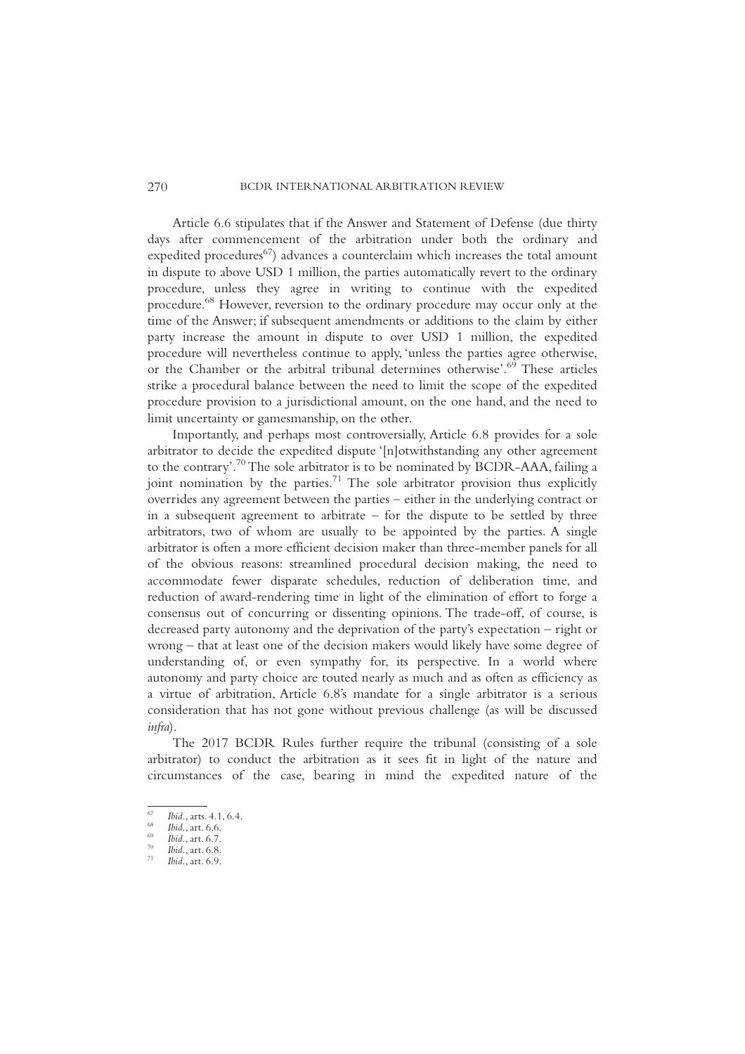Article 6.6 stipulates that if the Answer and Statement of Defense (due thirty days after commencement of the arbitration under both the ordinary and expedited procedures[67]) advances a counterclaim which increases the total amount in dispute to above USD 1 million, the parties automatically revert to the ordinary procedure, unless they agree in writing to continue with the expedited procedure.[68] However, reversion to the ordinary procedure may occur only at the time of the Answer; if subsequent amendments or additions to the claim by either party increase the amount in dispute to over USD 1 million, the expedited procedure will nevertheless continue to apply, 'unless the parties agree otherwise, or the Chamber or the arbitral tribunal determines otherwise'.[69] These articles strike a procedural balance between the need to limit the scope of the expedited procedure provision to a jurisdictional amount, on the one hand, and the need to limit uncertainty or gamesmanship, on the other.

Importantly, and perhaps most controversially, Article 6.8 provides for a sole arbitrator to decide the expedited dispute '[n]otwithstanding any other agreement to the contrary'.[70] The sole arbitrator is to be nominated by BCDR-AAA, failing a joint nomination by the parties.[71] The sole arbitrator provision thus explicitly overrides any agreement between the parties – either in the underlying contract or in a subsequent agreement to arbitrate – for the dispute to be settled by three arbitrators, two of whom are usually to be appointed by the parties. A single arbitrator is often a more efficient decision maker than three-member panels for all of the obvious reasons: streamlined procedural decision making, the need to accommodate fewer disparate schedules, reduction of deliberation time, and reduction of award-rendering time in light of the elimination of effort to forge a consensus out of concurring or dissenting opinions. The trade-off, of course, is decreased party autonomy and the deprivation of the party's expectation – right or wrong – that at least one of the decision makers would likely have some degree of understanding of, or even sympathy for, its perspective. In a world where autonomy and party choice are touted nearly as much and as often as efficiency as a virtue of arbitration, Article 6.8's mandate for a single arbitrator is a serious consideration that has not gone without previous challenge (as will be discussed *infra*).

The 2017 BCDR Rules further require the tribunal (consisting of a sole arbitrator) to conduct the arbitration as it sees fit in light of the nature and circumstances of the case, bearing in mind the expedited nature of the

---

[67] *Ibid.*, arts. 4.1, 6.4.

[68] *Ibid.*, art. 6.6.

[69] *Ibid.*, art. 6.7.

[70] *Ibid.*, art. 6.8.

[71] *Ibid.*, art. 6.9.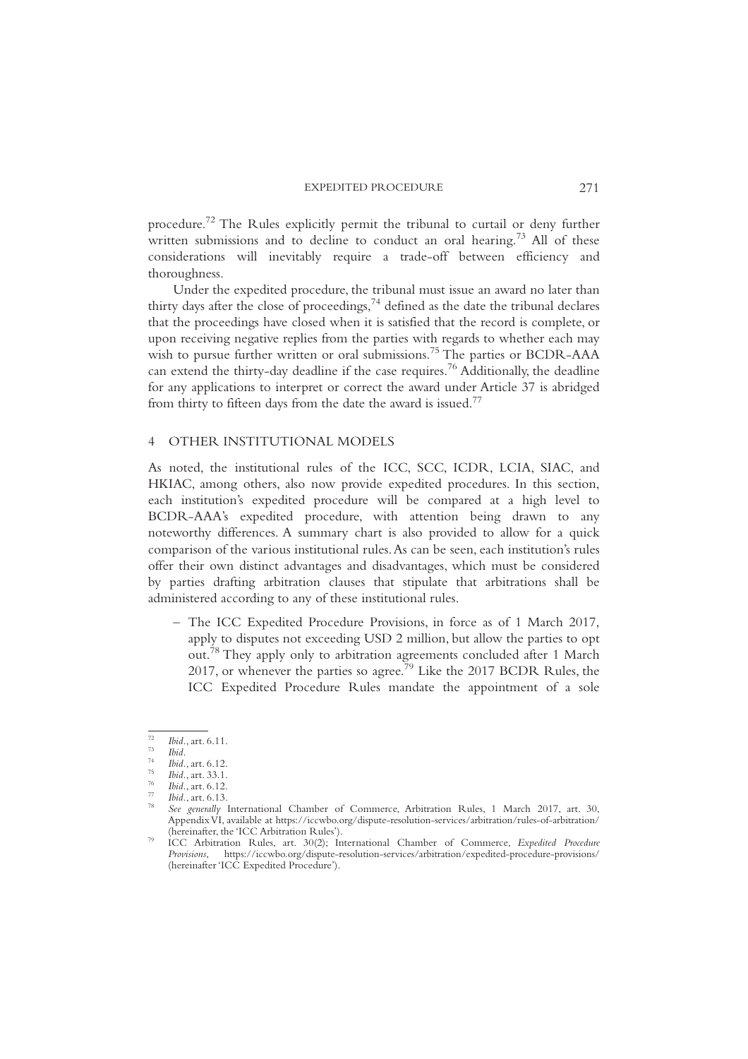procedure.[72] The Rules explicitly permit the tribunal to curtail or deny further written submissions and to decline to conduct an oral hearing.[73] All of these considerations will inevitably require a trade-off between efficiency and thoroughness.

Under the expedited procedure, the tribunal must issue an award no later than thirty days after the close of proceedings,[74] defined as the date the tribunal declares that the proceedings have closed when it is satisfied that the record is complete, or upon receiving negative replies from the parties with regards to whether each may wish to pursue further written or oral submissions.[75] The parties or BCDR-AAA can extend the thirty-day deadline if the case requires.[76] Additionally, the deadline for any applications to interpret or correct the award under Article 37 is abridged from thirty to fifteen days from the date the award is issued.[77]

## 4 OTHER INSTITUTIONAL MODELS

As noted, the institutional rules of the ICC, SCC, ICDR, LCIA, SIAC, and HKIAC, among others, also now provide expedited procedures. In this section, each institution's expedited procedure will be compared at a high level to BCDR-AAA's expedited procedure, with attention being drawn to any noteworthy differences. A summary chart is also provided to allow for a quick comparison of the various institutional rules. As can be seen, each institution's rules offer their own distinct advantages and disadvantages, which must be considered by parties drafting arbitration clauses that stipulate that arbitrations shall be administered according to any of these institutional rules.

– The ICC Expedited Procedure Provisions, in force as of 1 March 2017, apply to disputes not exceeding USD 2 million, but allow the parties to opt out.[78] They apply only to arbitration agreements concluded after 1 March 2017, or whenever the parties so agree.[79] Like the 2017 BCDR Rules, the ICC Expedited Procedure Rules mandate the appointment of a sole

---

[72] *Ibid.*, art. 6.11.

[73] *Ibid.*

[74] *Ibid.*, art. 6.12.

[75] *Ibid.*, art. 33.1.

[76] *Ibid.*, art. 6.12.

[77] *Ibid.*, art. 6.13.

[78] *See generally* International Chamber of Commerce, Arbitration Rules, 1 March 2017, art. 30, Appendix VI, available at https://iccwbo.org/dispute-resolution-services/arbitration/rules-of-arbitration/ (hereinafter, the 'ICC Arbitration Rules').

[79] ICC Arbitration Rules, art. 30(2); International Chamber of Commerce, *Expedited Procedure Provisions*, https://iccwbo.org/dispute-resolution-services/arbitration/expedited-procedure-provisions/ (hereinafter 'ICC Expedited Procedure').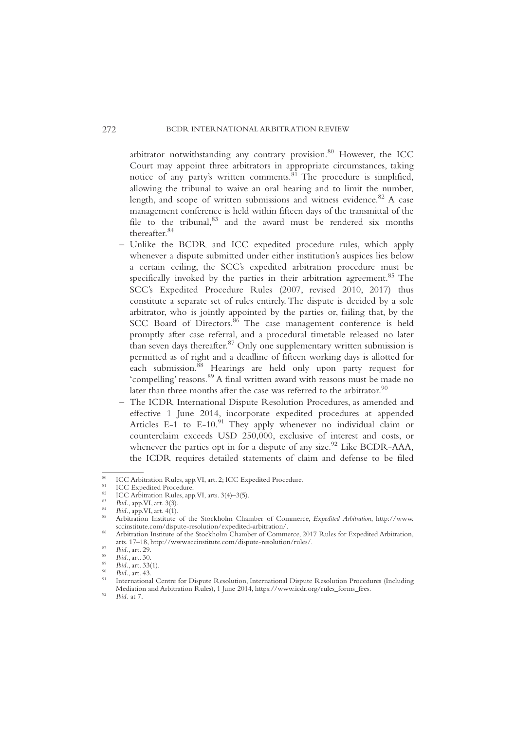arbitrator notwithstanding any contrary provision.[80] However, the ICC Court may appoint three arbitrators in appropriate circumstances, taking notice of any party's written comments.[81] The procedure is simplified, allowing the tribunal to waive an oral hearing and to limit the number, length, and scope of written submissions and witness evidence.[82] A case management conference is held within fifteen days of the transmittal of the file to the tribunal,[83] and the award must be rendered six months thereafter.[84]

- Unlike the BCDR and ICC expedited procedure rules, which apply whenever a dispute submitted under either institution's auspices lies below a certain ceiling, the SCC's expedited arbitration procedure must be specifically invoked by the parties in their arbitration agreement.[85] The SCC's Expedited Procedure Rules (2007, revised 2010, 2017) thus constitute a separate set of rules entirely. The dispute is decided by a sole arbitrator, who is jointly appointed by the parties or, failing that, by the SCC Board of Directors.[86] The case management conference is held promptly after case referral, and a procedural timetable released no later than seven days thereafter.[87] Only one supplementary written submission is permitted as of right and a deadline of fifteen working days is allotted for each submission.[88] Hearings are held only upon party request for 'compelling' reasons.[89] A final written award with reasons must be made no later than three months after the case was referred to the arbitrator.[90]
- The ICDR International Dispute Resolution Procedures, as amended and effective 1 June 2014, incorporate expedited procedures at appended Articles E-1 to E-10.[91] They apply whenever no individual claim or counterclaim exceeds USD 250,000, exclusive of interest and costs, or whenever the parties opt in for a dispute of any size.[92] Like BCDR-AAA, the ICDR requires detailed statements of claim and defense to be filed

---

[80] ICC Arbitration Rules, app.VI, art. 2; ICC Expedited Procedure.

[81] ICC Expedited Procedure.

[82] ICC Arbitration Rules, app.VI, arts. 3(4)–3(5).

[83] *Ibid.*, app.VI, art. 3(3).

[84] *Ibid.*, app.VI, art. 4(1).

[85] Arbitration Institute of the Stockholm Chamber of Commerce, *Expedited Arbitration*, http://www.sccinstitute.com/dispute-resolution/expedited-arbitration/.

[86] Arbitration Institute of the Stockholm Chamber of Commerce, 2017 Rules for Expedited Arbitration, arts. 17–18, http://www.sccinstitute.com/dispute-resolution/rules/.

[87] *Ibid.*, art. 29.

[88] *Ibid.*, art. 30.

[89] *Ibid.*, art. 33(1).

[90] *Ibid.*, art. 43.

[91] International Centre for Dispute Resolution, International Dispute Resolution Procedures (Including Mediation and Arbitration Rules), 1 June 2014, https://www.icdr.org/rules_forms_fees.

[92] *Ibid.* at 7.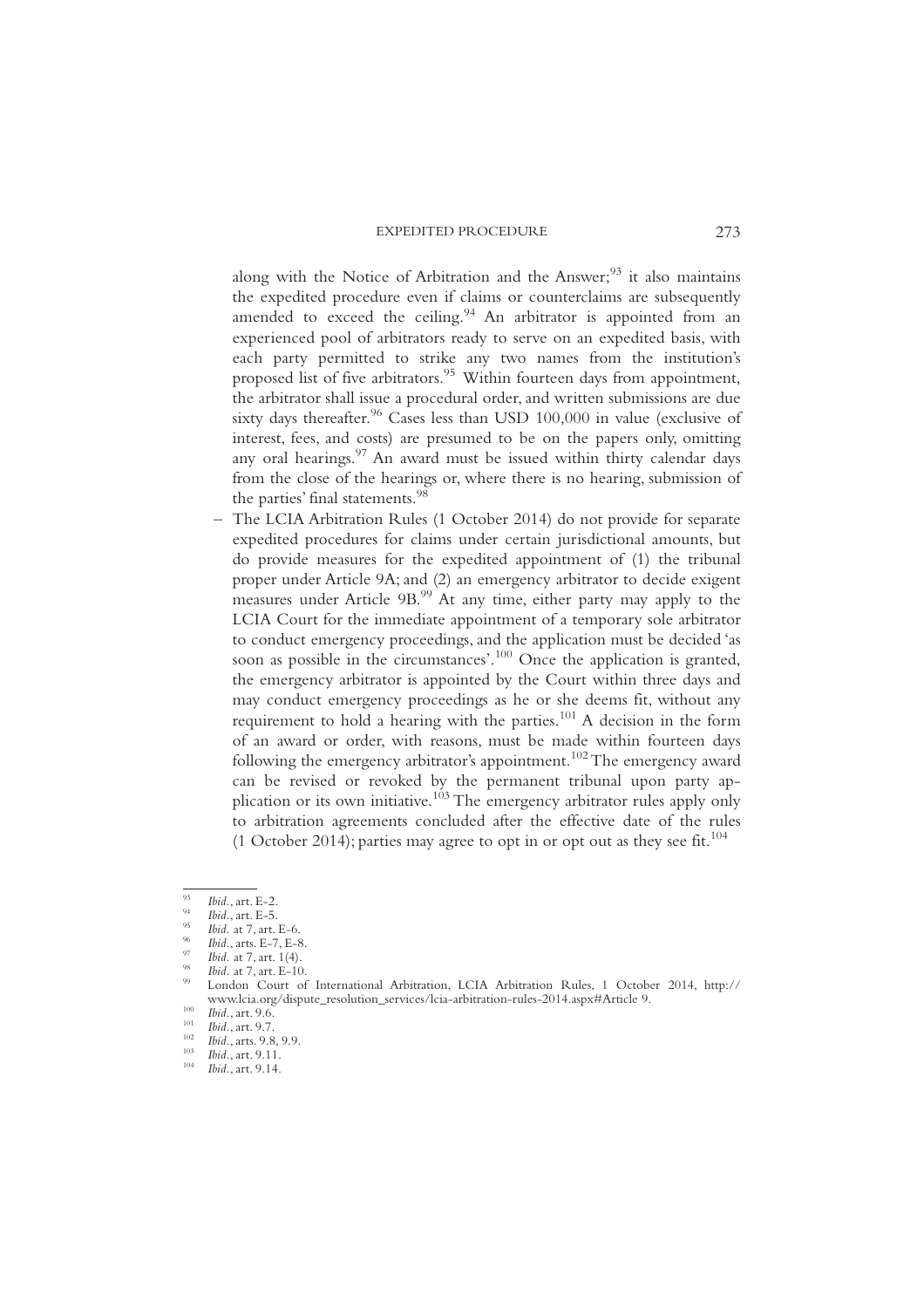along with the Notice of Arbitration and the Answer;[93] it also maintains the expedited procedure even if claims or counterclaims are subsequently amended to exceed the ceiling.[94] An arbitrator is appointed from an experienced pool of arbitrators ready to serve on an expedited basis, with each party permitted to strike any two names from the institution's proposed list of five arbitrators.[95] Within fourteen days from appointment, the arbitrator shall issue a procedural order, and written submissions are due sixty days thereafter.[96] Cases less than USD 100,000 in value (exclusive of interest, fees, and costs) are presumed to be on the papers only, omitting any oral hearings.[97] An award must be issued within thirty calendar days from the close of the hearings or, where there is no hearing, submission of the parties' final statements.[98]

– The LCIA Arbitration Rules (1 October 2014) do not provide for separate expedited procedures for claims under certain jurisdictional amounts, but do provide measures for the expedited appointment of (1) the tribunal proper under Article 9A; and (2) an emergency arbitrator to decide exigent measures under Article 9B.[99] At any time, either party may apply to the LCIA Court for the immediate appointment of a temporary sole arbitrator to conduct emergency proceedings, and the application must be decided 'as soon as possible in the circumstances'.[100] Once the application is granted, the emergency arbitrator is appointed by the Court within three days and may conduct emergency proceedings as he or she deems fit, without any requirement to hold a hearing with the parties.[101] A decision in the form of an award or order, with reasons, must be made within fourteen days following the emergency arbitrator's appointment.[102] The emergency award can be revised or revoked by the permanent tribunal upon party application or its own initiative.[103] The emergency arbitrator rules apply only to arbitration agreements concluded after the effective date of the rules (1 October 2014); parties may agree to opt in or opt out as they see fit.[104]

---

[93] *Ibid.*, art. E-2.

[94] *Ibid.*, art. E-5.

[95] *Ibid.* at 7, art. E-6.

[96] *Ibid.*, arts. E-7, E-8.

[97] *Ibid.* at 7, art. 1(4).

[98] *Ibid.* at 7, art. E-10.

[99] London Court of International Arbitration, LCIA Arbitration Rules, 1 October 2014, http://www.lcia.org/dispute_resolution_services/lcia-arbitration-rules-2014.aspx#Article 9.

[100] *Ibid.*, art. 9.6.

[101] *Ibid.*, art. 9.7.

[102] *Ibid.*, arts. 9.8, 9.9.

[103] *Ibid.*, art. 9.11.

[104] *Ibid.*, art. 9.14.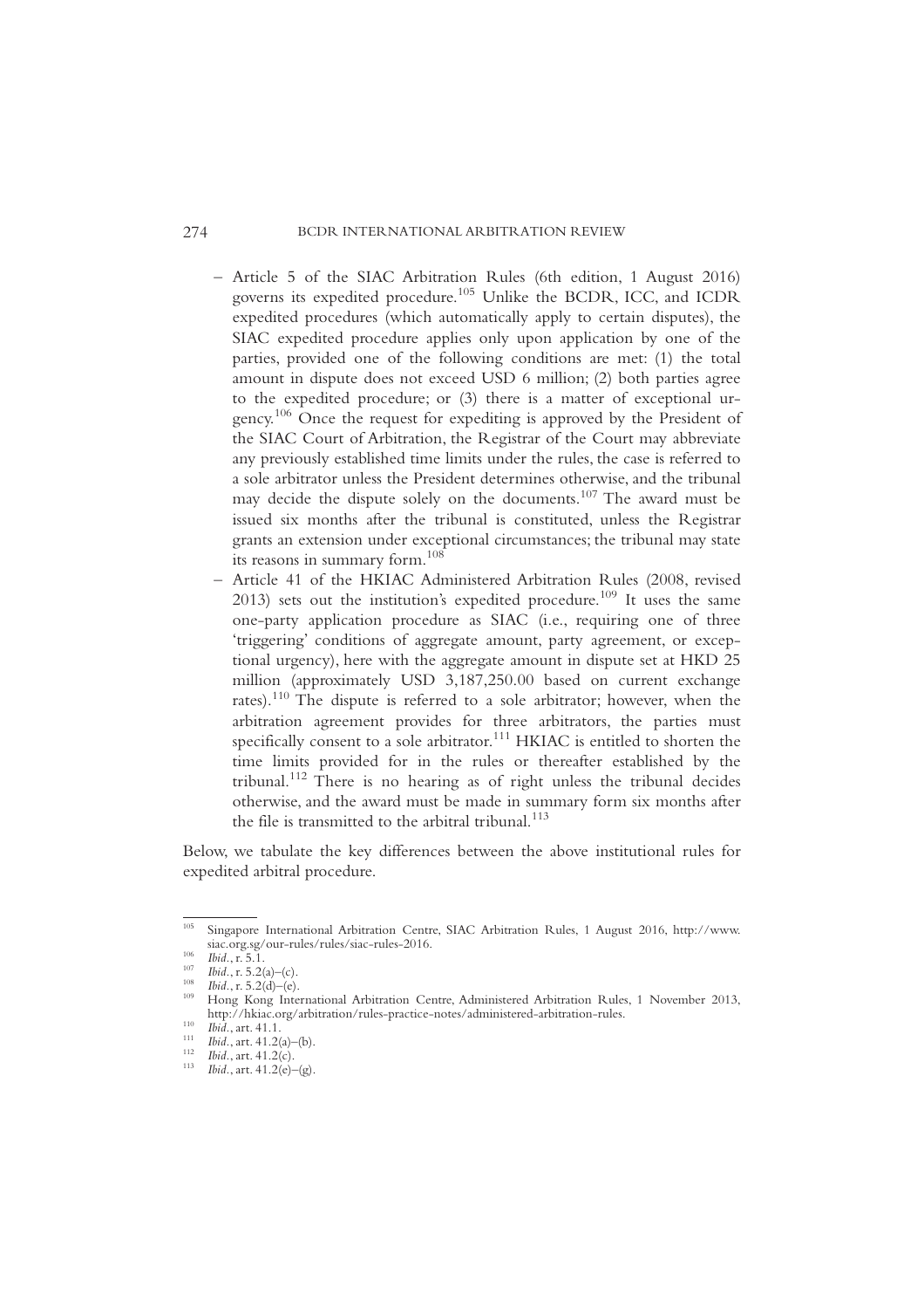- Article 5 of the SIAC Arbitration Rules (6th edition, 1 August 2016) governs its expedited procedure.[105] Unlike the BCDR, ICC, and ICDR expedited procedures (which automatically apply to certain disputes), the SIAC expedited procedure applies only upon application by one of the parties, provided one of the following conditions are met: (1) the total amount in dispute does not exceed USD 6 million; (2) both parties agree to the expedited procedure; or (3) there is a matter of exceptional urgency.[106] Once the request for expediting is approved by the President of the SIAC Court of Arbitration, the Registrar of the Court may abbreviate any previously established time limits under the rules, the case is referred to a sole arbitrator unless the President determines otherwise, and the tribunal may decide the dispute solely on the documents.[107] The award must be issued six months after the tribunal is constituted, unless the Registrar grants an extension under exceptional circumstances; the tribunal may state its reasons in summary form.[108]
- Article 41 of the HKIAC Administered Arbitration Rules (2008, revised 2013) sets out the institution's expedited procedure.[109] It uses the same one-party application procedure as SIAC (i.e., requiring one of three 'triggering' conditions of aggregate amount, party agreement, or exceptional urgency), here with the aggregate amount in dispute set at HKD 25 million (approximately USD 3,187,250.00 based on current exchange rates).[110] The dispute is referred to a sole arbitrator; however, when the arbitration agreement provides for three arbitrators, the parties must specifically consent to a sole arbitrator.[111] HKIAC is entitled to shorten the time limits provided for in the rules or thereafter established by the tribunal.[112] There is no hearing as of right unless the tribunal decides otherwise, and the award must be made in summary form six months after the file is transmitted to the arbitral tribunal.[113]

Below, we tabulate the key differences between the above institutional rules for expedited arbitral procedure.

---

[105] Singapore International Arbitration Centre, SIAC Arbitration Rules, 1 August 2016, http://www.siac.org.sg/our-rules/rules/siac-rules-2016.

[106] *Ibid.*, r. 5.1.

[107] *Ibid.*, r. 5.2(a)–(c).

[108] *Ibid.*, r. 5.2(d)–(e).

[109] Hong Kong International Arbitration Centre, Administered Arbitration Rules, 1 November 2013, http://hkiac.org/arbitration/rules-practice-notes/administered-arbitration-rules.

[110] *Ibid.*, art. 41.1.

[111] *Ibid.*, art. 41.2(a)–(b).

[112] *Ibid.*, art. 41.2(c).

[113] *Ibid.*, art. 41.2(e)–(g).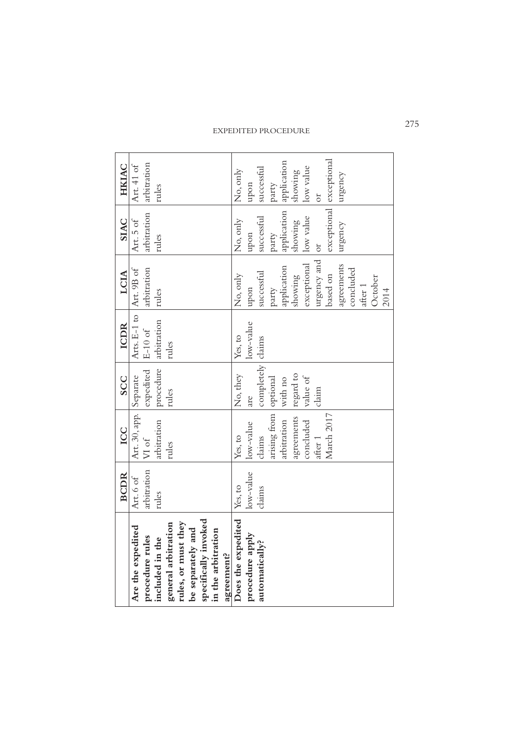| | BCDR | ICC | SCC | ICDR | LCIA | SIAC | HKIAC |
|---|---|---|---|---|---|---|---|
| **Are the expedited procedure rules included in the general arbitration rules, or must they be separately and specifically invoked in the arbitration agreement?** | Art. 6 of arbitration rules | Art. 30, app. VI of arbitration rules | Separate expedited procedure rules | Arts. E-1 to E-10 of arbitration rules | Art. 9B of arbitration rules | Art. 5 of arbitration rules | Art. 41 of arbitration rules |
| **Does the expedited procedure apply automatically?** | Yes, to low-value claims | Yes, to low-value claims arising from arbitration agreements concluded after 1 March 2017 | No, they are completely optional with no regard to value of claim | Yes, to low-value claims | No, only upon successful party application showing exceptional urgency and based on agreements concluded after 1 October 2014 | No, only upon successful party application showing low value or exceptional urgency | No, only upon successful party application showing low value or exceptional urgency |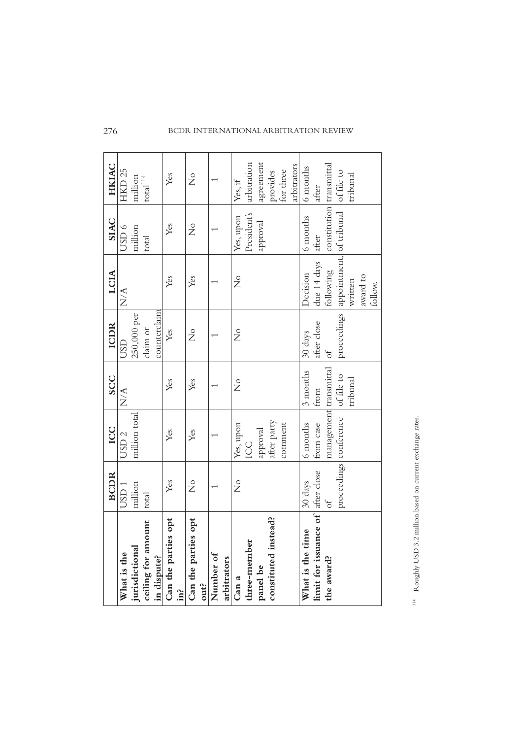| | BCDR | ICC | SCC | ICDR | LCIA | SIAC | HKIAC |
|---|---|---|---|---|---|---|---|
| **What is the jurisdictional ceiling for amount in dispute?** | USD 1 million total | USD 2 million total | N/A | USD 250,000 per claim or counterclaim | N/A | USD 6 million total | HKD 25 million total[114] |
| **Can the parties opt in?** | Yes | Yes | Yes | Yes | Yes | Yes | Yes |
| **Can the parties opt out?** | No | Yes | Yes | No | Yes | No | No |
| **Number of arbitrators** | 1 | 1 | 1 | 1 | 1 | 1 | 1 |
| **Can a three-member panel be constituted instead?** | No | Yes, upon ICC approval after party comment | No | No | No | Yes, upon President's approval | Yes, if arbitration agreement provides for three arbitrators |
| **What is the time limit for issuance of the award?** | 30 days after close of proceedings | 6 months from case management conference | 3 months from transmittal of file to tribunal | 30 days after close of proceedings | Decision due 14 days following appointment, written award to follow. | 6 months after constitution of tribunal | 6 months after transmittal of file to tribunal |

[114] Roughly USD 3.2 million based on current exchange rates.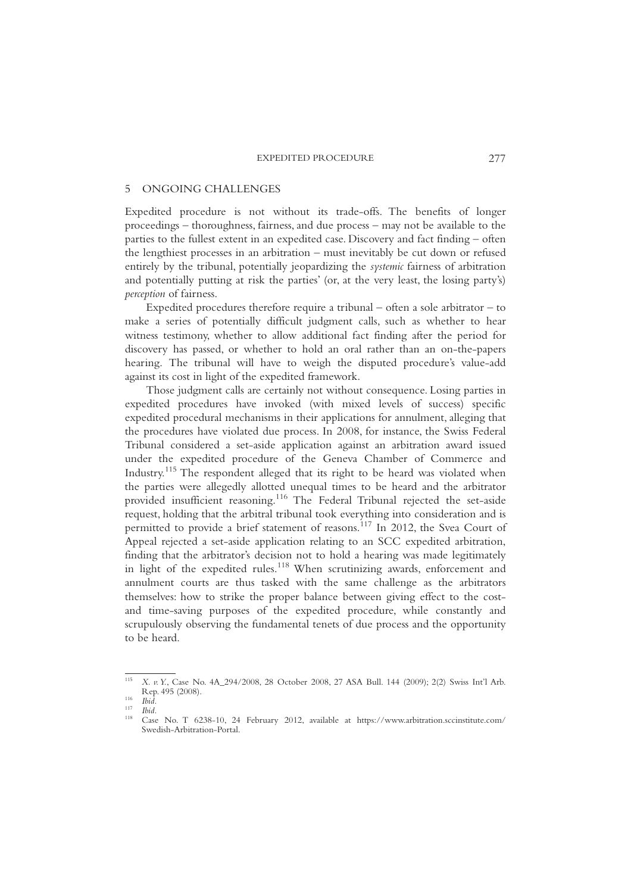## 5 ONGOING CHALLENGES

Expedited procedure is not without its trade-offs. The benefits of longer proceedings – thoroughness, fairness, and due process – may not be available to the parties to the fullest extent in an expedited case. Discovery and fact finding – often the lengthiest processes in an arbitration – must inevitably be cut down or refused entirely by the tribunal, potentially jeopardizing the *systemic* fairness of arbitration and potentially putting at risk the parties' (or, at the very least, the losing party's) *perception* of fairness.

Expedited procedures therefore require a tribunal – often a sole arbitrator – to make a series of potentially difficult judgment calls, such as whether to hear witness testimony, whether to allow additional fact finding after the period for discovery has passed, or whether to hold an oral rather than an on-the-papers hearing. The tribunal will have to weigh the disputed procedure's value-add against its cost in light of the expedited framework.

Those judgment calls are certainly not without consequence. Losing parties in expedited procedures have invoked (with mixed levels of success) specific expedited procedural mechanisms in their applications for annulment, alleging that the procedures have violated due process. In 2008, for instance, the Swiss Federal Tribunal considered a set-aside application against an arbitration award issued under the expedited procedure of the Geneva Chamber of Commerce and Industry.[115] The respondent alleged that its right to be heard was violated when the parties were allegedly allotted unequal times to be heard and the arbitrator provided insufficient reasoning.[116] The Federal Tribunal rejected the set-aside request, holding that the arbitral tribunal took everything into consideration and is permitted to provide a brief statement of reasons.[117] In 2012, the Svea Court of Appeal rejected a set-aside application relating to an SCC expedited arbitration, finding that the arbitrator's decision not to hold a hearing was made legitimately in light of the expedited rules.[118] When scrutinizing awards, enforcement and annulment courts are thus tasked with the same challenge as the arbitrators themselves: how to strike the proper balance between giving effect to the cost- and time-saving purposes of the expedited procedure, while constantly and scrupulously observing the fundamental tenets of due process and the opportunity to be heard.

---

[115] *X. v. Y.*, Case No. 4A_294/2008, 28 October 2008, 27 ASA Bull. 144 (2009); 2(2) Swiss Int'l Arb. Rep. 495 (2008).

[116] *Ibid.*

[117] *Ibid.*

[118] Case No. T 6238-10, 24 February 2012, available at https://www.arbitration.sccinstitute.com/Swedish-Arbitration-Portal.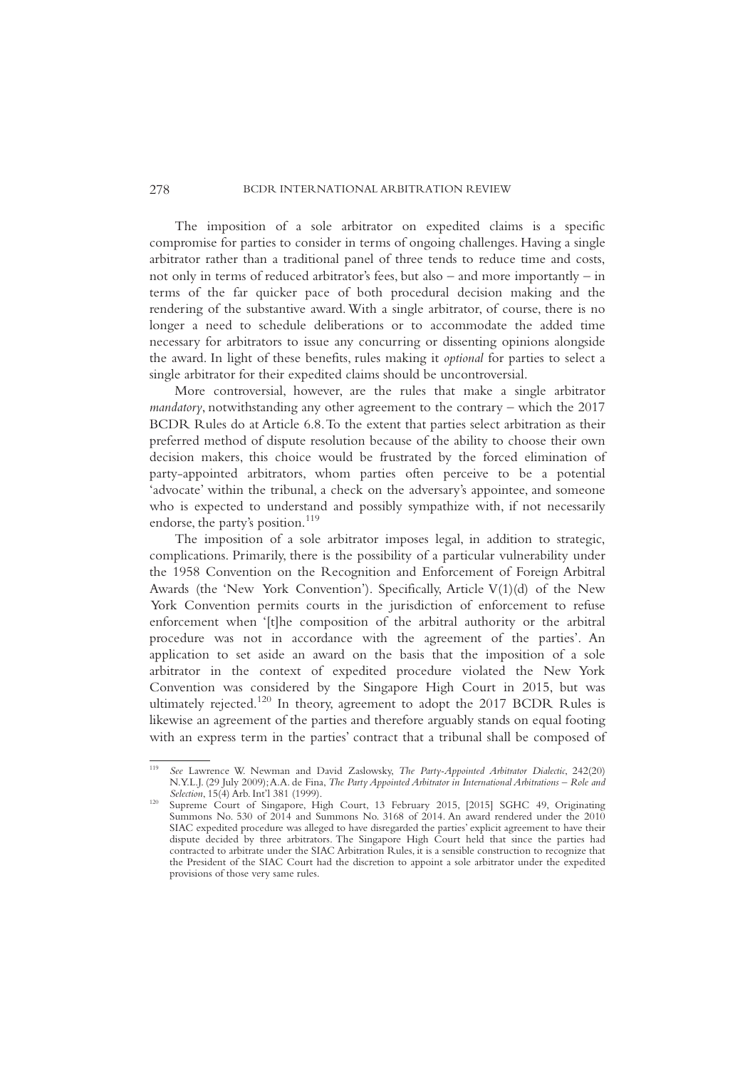The imposition of a sole arbitrator on expedited claims is a specific compromise for parties to consider in terms of ongoing challenges. Having a single arbitrator rather than a traditional panel of three tends to reduce time and costs, not only in terms of reduced arbitrator's fees, but also – and more importantly – in terms of the far quicker pace of both procedural decision making and the rendering of the substantive award. With a single arbitrator, of course, there is no longer a need to schedule deliberations or to accommodate the added time necessary for arbitrators to issue any concurring or dissenting opinions alongside the award. In light of these benefits, rules making it *optional* for parties to select a single arbitrator for their expedited claims should be uncontroversial.

More controversial, however, are the rules that make a single arbitrator *mandatory*, notwithstanding any other agreement to the contrary – which the 2017 BCDR Rules do at Article 6.8. To the extent that parties select arbitration as their preferred method of dispute resolution because of the ability to choose their own decision makers, this choice would be frustrated by the forced elimination of party-appointed arbitrators, whom parties often perceive to be a potential 'advocate' within the tribunal, a check on the adversary's appointee, and someone who is expected to understand and possibly sympathize with, if not necessarily endorse, the party's position.[119]

The imposition of a sole arbitrator imposes legal, in addition to strategic, complications. Primarily, there is the possibility of a particular vulnerability under the 1958 Convention on the Recognition and Enforcement of Foreign Arbitral Awards (the 'New York Convention'). Specifically, Article V(1)(d) of the New York Convention permits courts in the jurisdiction of enforcement to refuse enforcement when '[t]he composition of the arbitral authority or the arbitral procedure was not in accordance with the agreement of the parties'. An application to set aside an award on the basis that the imposition of a sole arbitrator in the context of expedited procedure violated the New York Convention was considered by the Singapore High Court in 2015, but was ultimately rejected.[120] In theory, agreement to adopt the 2017 BCDR Rules is likewise an agreement of the parties and therefore arguably stands on equal footing with an express term in the parties' contract that a tribunal shall be composed of

---

[119] *See* Lawrence W. Newman and David Zaslowsky, *The Party-Appointed Arbitrator Dialectic*, 242(20) N.Y.L.J. (29 July 2009); A.A. de Fina, *The Party Appointed Arbitrator in International Arbitrations – Role and Selection*, 15(4) Arb. Int'l 381 (1999).

[120] Supreme Court of Singapore, High Court, 13 February 2015, [2015] SGHC 49, Originating Summons No. 530 of 2014 and Summons No. 3168 of 2014. An award rendered under the 2010 SIAC expedited procedure was alleged to have disregarded the parties' explicit agreement to have their dispute decided by three arbitrators. The Singapore High Court held that since the parties had contracted to arbitrate under the SIAC Arbitration Rules, it is a sensible construction to recognize that the President of the SIAC Court had the discretion to appoint a sole arbitrator under the expedited provisions of those very same rules.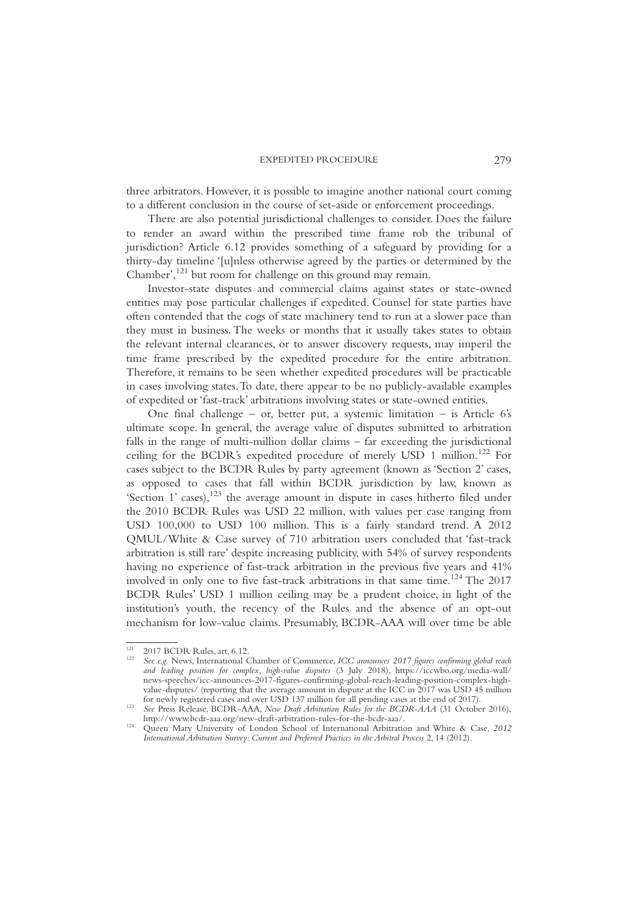three arbitrators. However, it is possible to imagine another national court coming to a different conclusion in the course of set-aside or enforcement proceedings.

There are also potential jurisdictional challenges to consider. Does the failure to render an award within the prescribed time frame rob the tribunal of jurisdiction? Article 6.12 provides something of a safeguard by providing for a thirty-day timeline '[u]nless otherwise agreed by the parties or determined by the Chamber',[121] but room for challenge on this ground may remain.

Investor-state disputes and commercial claims against states or state-owned entities may pose particular challenges if expedited. Counsel for state parties have often contended that the cogs of state machinery tend to run at a slower pace than they must in business. The weeks or months that it usually takes states to obtain the relevant internal clearances, or to answer discovery requests, may imperil the time frame prescribed by the expedited procedure for the entire arbitration. Therefore, it remains to be seen whether expedited procedures will be practicable in cases involving states. To date, there appear to be no publicly-available examples of expedited or 'fast-track' arbitrations involving states or state-owned entities.

One final challenge – or, better put, a systemic limitation – is Article 6's ultimate scope. In general, the average value of disputes submitted to arbitration falls in the range of multi-million dollar claims – far exceeding the jurisdictional ceiling for the BCDR's expedited procedure of merely USD 1 million.[122] For cases subject to the BCDR Rules by party agreement (known as 'Section 2' cases, as opposed to cases that fall within BCDR jurisdiction by law, known as 'Section 1' cases),[123] the average amount in dispute in cases hitherto filed under the 2010 BCDR Rules was USD 22 million, with values per case ranging from USD 100,000 to USD 100 million. This is a fairly standard trend. A 2012 QMUL/White & Case survey of 710 arbitration users concluded that 'fast-track arbitration is still rare' despite increasing publicity, with 54% of survey respondents having no experience of fast-track arbitration in the previous five years and 41% involved in only one to five fast-track arbitrations in that same time.[124] The 2017 BCDR Rules' USD 1 million ceiling may be a prudent choice, in light of the institution's youth, the recency of the Rules and the absence of an opt-out mechanism for low-value claims. Presumably, BCDR-AAA will over time be able

---

[121] 2017 BCDR Rules, art. 6.12.

[122] *See e.g.* News, International Chamber of Commerce, *ICC announces 2017 figures confirming global reach and leading position for complex, high-value disputes* (3 July 2018), https://iccwbo.org/media-wall/news-speeches/icc-announces-2017-figures-confirming-global-reach-leading-position-complex-high-value-disputes/ (reporting that the average amount in dispute at the ICC in 2017 was USD 45 million for newly registered cases and over USD 137 million for all pending cases at the end of 2017).

[123] *See* Press Release, BCDR-AAA, *New Draft Arbitration Rules for the BCDR-AAA* (31 October 2016), http://www.bcdr-aaa.org/new-draft-arbitration-rules-for-the-bcdr-aaa/.

[124] Queen Mary University of London School of International Arbitration and White & Case, *2012 International Arbitration Survey: Current and Preferred Practices in the Arbitral Process* 2, 14 (2012).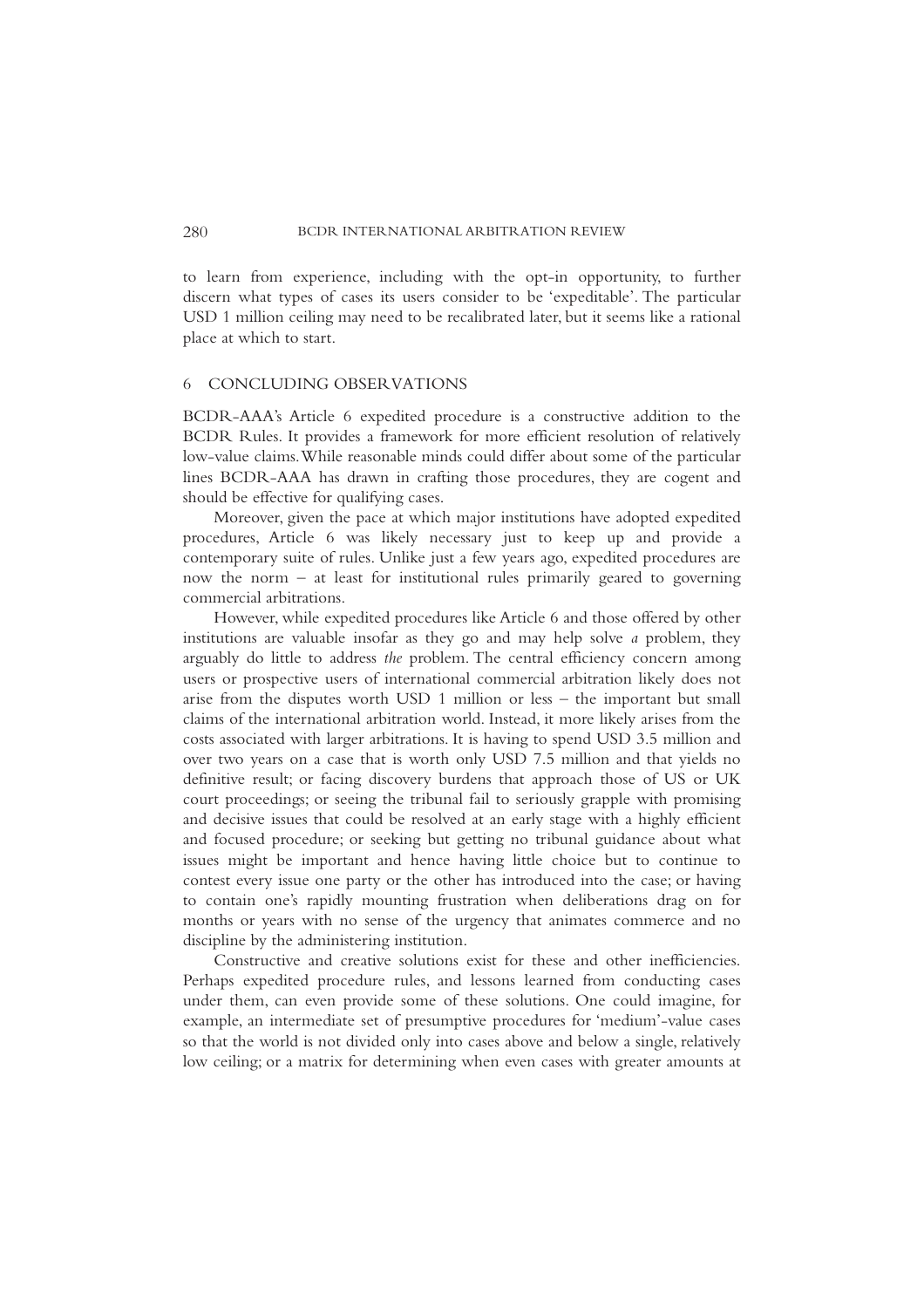to learn from experience, including with the opt-in opportunity, to further discern what types of cases its users consider to be 'expeditable'. The particular USD 1 million ceiling may need to be recalibrated later, but it seems like a rational place at which to start.

## 6 CONCLUDING OBSERVATIONS

BCDR-AAA's Article 6 expedited procedure is a constructive addition to the BCDR Rules. It provides a framework for more efficient resolution of relatively low-value claims. While reasonable minds could differ about some of the particular lines BCDR-AAA has drawn in crafting those procedures, they are cogent and should be effective for qualifying cases.

Moreover, given the pace at which major institutions have adopted expedited procedures, Article 6 was likely necessary just to keep up and provide a contemporary suite of rules. Unlike just a few years ago, expedited procedures are now the norm – at least for institutional rules primarily geared to governing commercial arbitrations.

However, while expedited procedures like Article 6 and those offered by other institutions are valuable insofar as they go and may help solve *a* problem, they arguably do little to address *the* problem. The central efficiency concern among users or prospective users of international commercial arbitration likely does not arise from the disputes worth USD 1 million or less – the important but small claims of the international arbitration world. Instead, it more likely arises from the costs associated with larger arbitrations. It is having to spend USD 3.5 million and over two years on a case that is worth only USD 7.5 million and that yields no definitive result; or facing discovery burdens that approach those of US or UK court proceedings; or seeing the tribunal fail to seriously grapple with promising and decisive issues that could be resolved at an early stage with a highly efficient and focused procedure; or seeking but getting no tribunal guidance about what issues might be important and hence having little choice but to continue to contest every issue one party or the other has introduced into the case; or having to contain one's rapidly mounting frustration when deliberations drag on for months or years with no sense of the urgency that animates commerce and no discipline by the administering institution.

Constructive and creative solutions exist for these and other inefficiencies. Perhaps expedited procedure rules, and lessons learned from conducting cases under them, can even provide some of these solutions. One could imagine, for example, an intermediate set of presumptive procedures for 'medium'-value cases so that the world is not divided only into cases above and below a single, relatively low ceiling; or a matrix for determining when even cases with greater amounts at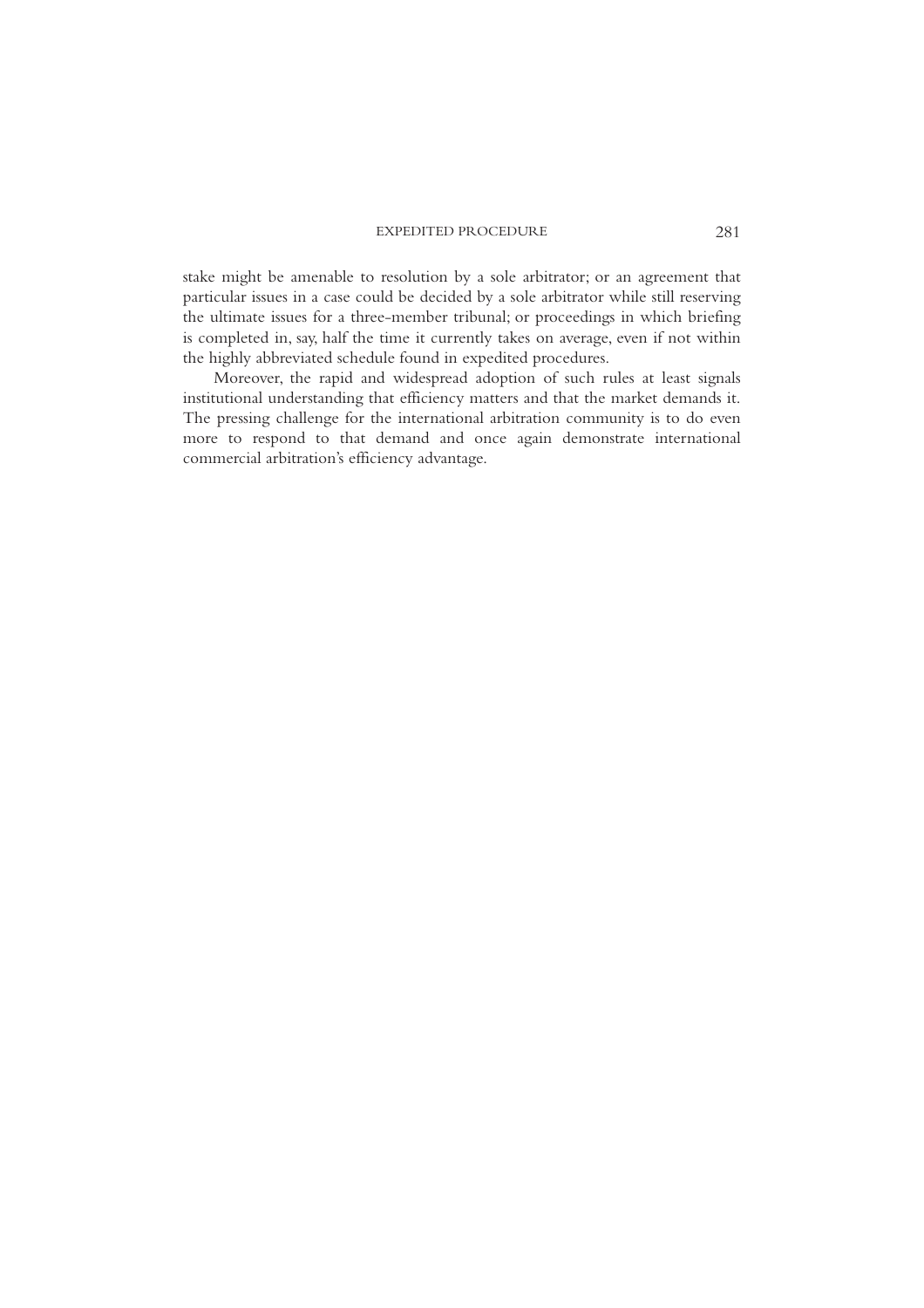stake might be amenable to resolution by a sole arbitrator; or an agreement that particular issues in a case could be decided by a sole arbitrator while still reserving the ultimate issues for a three-member tribunal; or proceedings in which briefing is completed in, say, half the time it currently takes on average, even if not within the highly abbreviated schedule found in expedited procedures.

Moreover, the rapid and widespread adoption of such rules at least signals institutional understanding that efficiency matters and that the market demands it. The pressing challenge for the international arbitration community is to do even more to respond to that demand and once again demonstrate international commercial arbitration's efficiency advantage.